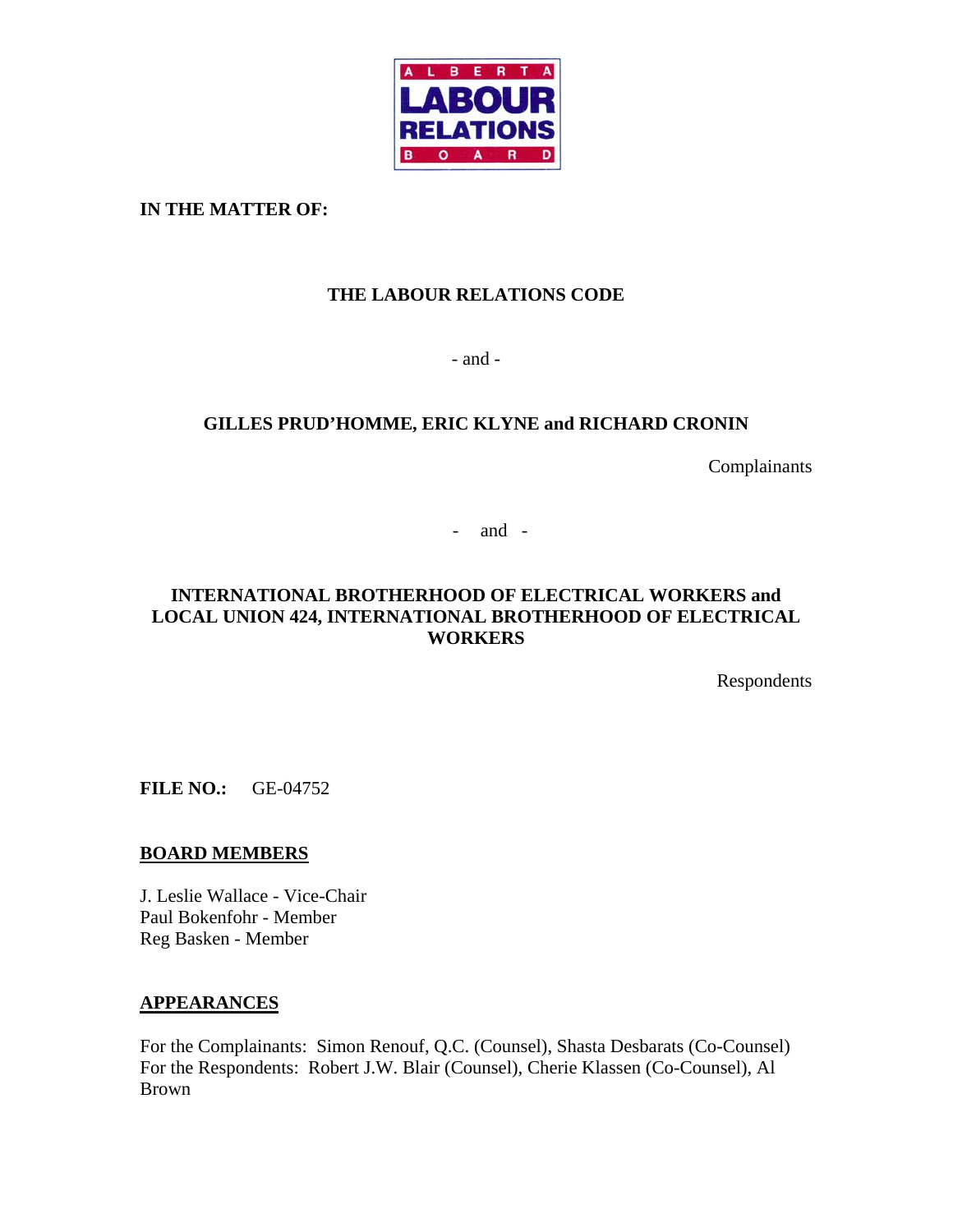ALBERTA LABOUR RELATIONS BOARD

**IN THE MATTER OF:**

**THE LABOUR RELATIONS CODE**

- and -

**GILLES PRUD'HOMME, ERIC KLYNE and RICHARD CRONIN**

Complainants

- and -

**INTERNATIONAL BROTHERHOOD OF ELECTRICAL WORKERS and LOCAL UNION 424, INTERNATIONAL BROTHERHOOD OF ELECTRICAL WORKERS**

Respondents

**FILE NO.:** GE-04752

**BOARD MEMBERS**

J. Leslie Wallace - Vice-Chair
Paul Bokenfohr - Member
Reg Basken - Member

**APPEARANCES**

For the Complainants: Simon Renouf, Q.C. (Counsel), Shasta Desbarats (Co-Counsel)
For the Respondents: Robert J.W. Blair (Counsel), Cherie Klassen (Co-Counsel), Al Brown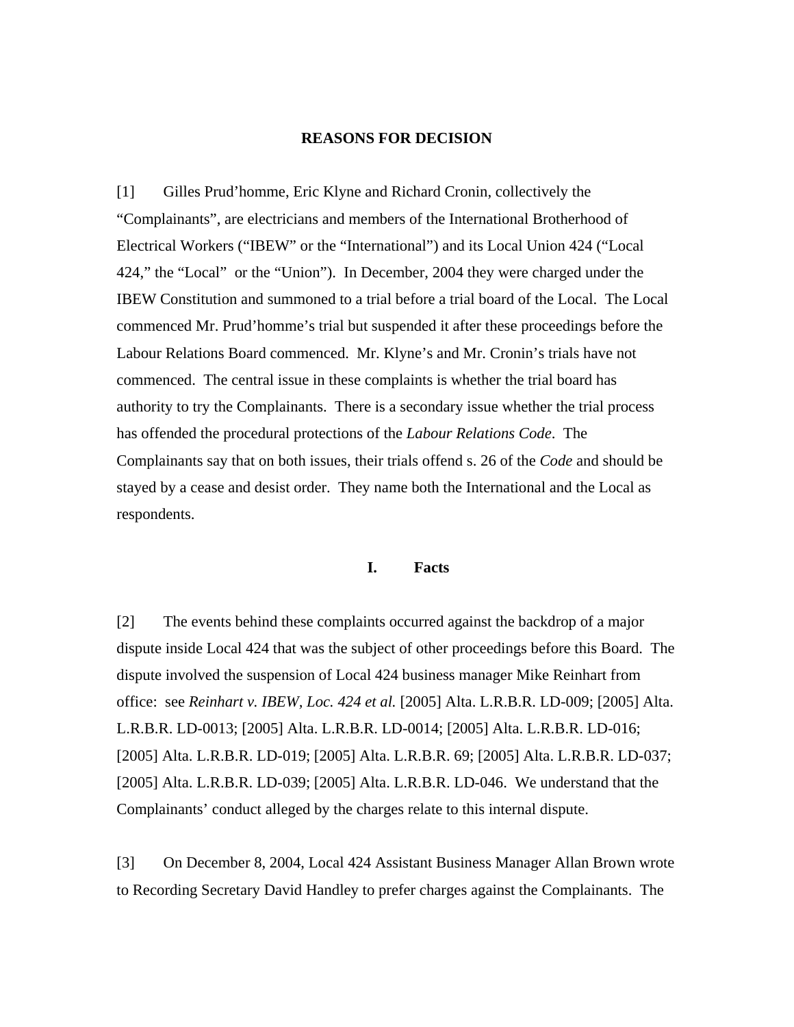## REASONS FOR DECISION

[1] Gilles Prud'homme, Eric Klyne and Richard Cronin, collectively the "Complainants", are electricians and members of the International Brotherhood of Electrical Workers ("IBEW" or the "International") and its Local Union 424 ("Local 424," the "Local" or the "Union"). In December, 2004 they were charged under the IBEW Constitution and summoned to a trial before a trial board of the Local. The Local commenced Mr. Prud'homme's trial but suspended it after these proceedings before the Labour Relations Board commenced. Mr. Klyne's and Mr. Cronin's trials have not commenced. The central issue in these complaints is whether the trial board has authority to try the Complainants. There is a secondary issue whether the trial process has offended the procedural protections of the *Labour Relations Code*. The Complainants say that on both issues, their trials offend s. 26 of the *Code* and should be stayed by a cease and desist order. They name both the International and the Local as respondents.

### I. Facts

[2] The events behind these complaints occurred against the backdrop of a major dispute inside Local 424 that was the subject of other proceedings before this Board. The dispute involved the suspension of Local 424 business manager Mike Reinhart from office: see *Reinhart v. IBEW, Loc. 424 et al.* [2005] Alta. L.R.B.R. LD-009; [2005] Alta. L.R.B.R. LD-0013; [2005] Alta. L.R.B.R. LD-0014; [2005] Alta. L.R.B.R. LD-016; [2005] Alta. L.R.B.R. LD-019; [2005] Alta. L.R.B.R. 69; [2005] Alta. L.R.B.R. LD-037; [2005] Alta. L.R.B.R. LD-039; [2005] Alta. L.R.B.R. LD-046. We understand that the Complainants' conduct alleged by the charges relate to this internal dispute.

[3] On December 8, 2004, Local 424 Assistant Business Manager Allan Brown wrote to Recording Secretary David Handley to prefer charges against the Complainants. The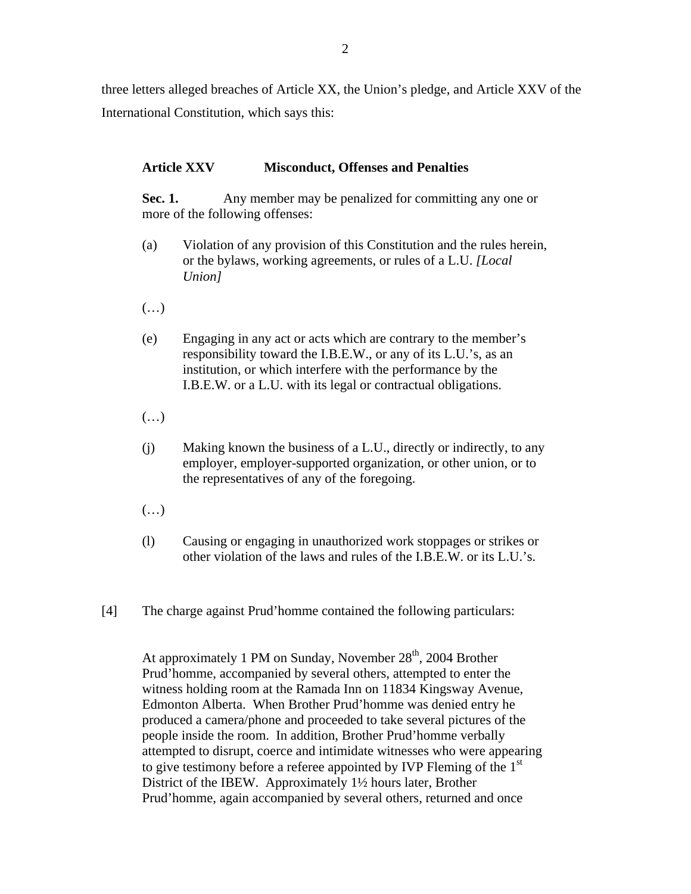three letters alleged breaches of Article XX, the Union's pledge, and Article XXV of the International Constitution, which says this:

> **Article XXV Misconduct, Offenses and Penalties**
>
> **Sec. 1.** Any member may be penalized for committing any one or more of the following offenses:
>
> (a) Violation of any provision of this Constitution and the rules herein, or the bylaws, working agreements, or rules of a L.U. *[Local Union]*
>
> (…)
>
> (e) Engaging in any act or acts which are contrary to the member's responsibility toward the I.B.E.W., or any of its L.U.'s, as an institution, or which interfere with the performance by the I.B.E.W. or a L.U. with its legal or contractual obligations.
>
> (…)
>
> (j) Making known the business of a L.U., directly or indirectly, to any employer, employer-supported organization, or other union, or to the representatives of any of the foregoing.
>
> (…)
>
> (l) Causing or engaging in unauthorized work stoppages or strikes or other violation of the laws and rules of the I.B.E.W. or its L.U.'s.

[4] The charge against Prud'homme contained the following particulars:

> At approximately 1 PM on Sunday, November 28th, 2004 Brother Prud'homme, accompanied by several others, attempted to enter the witness holding room at the Ramada Inn on 11834 Kingsway Avenue, Edmonton Alberta. When Brother Prud'homme was denied entry he produced a camera/phone and proceeded to take several pictures of the people inside the room. In addition, Brother Prud'homme verbally attempted to disrupt, coerce and intimidate witnesses who were appearing to give testimony before a referee appointed by IVP Fleming of the 1st District of the IBEW. Approximately 1½ hours later, Brother Prud'homme, again accompanied by several others, returned and once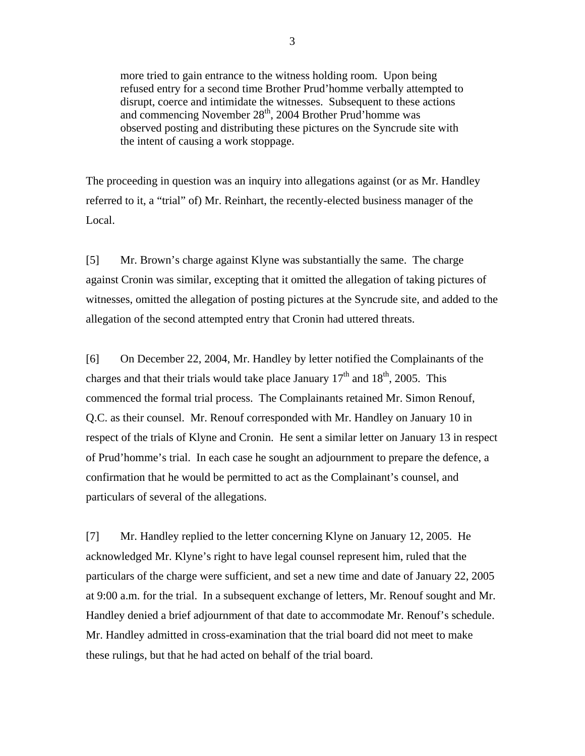> more tried to gain entrance to the witness holding room. Upon being refused entry for a second time Brother Prud'homme verbally attempted to disrupt, coerce and intimidate the witnesses. Subsequent to these actions and commencing November 28th, 2004 Brother Prud'homme was observed posting and distributing these pictures on the Syncrude site with the intent of causing a work stoppage.

The proceeding in question was an inquiry into allegations against (or as Mr. Handley referred to it, a "trial" of) Mr. Reinhart, the recently-elected business manager of the Local.

[5] Mr. Brown's charge against Klyne was substantially the same. The charge against Cronin was similar, excepting that it omitted the allegation of taking pictures of witnesses, omitted the allegation of posting pictures at the Syncrude site, and added to the allegation of the second attempted entry that Cronin had uttered threats.

[6] On December 22, 2004, Mr. Handley by letter notified the Complainants of the charges and that their trials would take place January 17th and 18th, 2005. This commenced the formal trial process. The Complainants retained Mr. Simon Renouf, Q.C. as their counsel. Mr. Renouf corresponded with Mr. Handley on January 10 in respect of the trials of Klyne and Cronin. He sent a similar letter on January 13 in respect of Prud'homme's trial. In each case he sought an adjournment to prepare the defence, a confirmation that he would be permitted to act as the Complainant's counsel, and particulars of several of the allegations.

[7] Mr. Handley replied to the letter concerning Klyne on January 12, 2005. He acknowledged Mr. Klyne's right to have legal counsel represent him, ruled that the particulars of the charge were sufficient, and set a new time and date of January 22, 2005 at 9:00 a.m. for the trial. In a subsequent exchange of letters, Mr. Renouf sought and Mr. Handley denied a brief adjournment of that date to accommodate Mr. Renouf's schedule. Mr. Handley admitted in cross-examination that the trial board did not meet to make these rulings, but that he had acted on behalf of the trial board.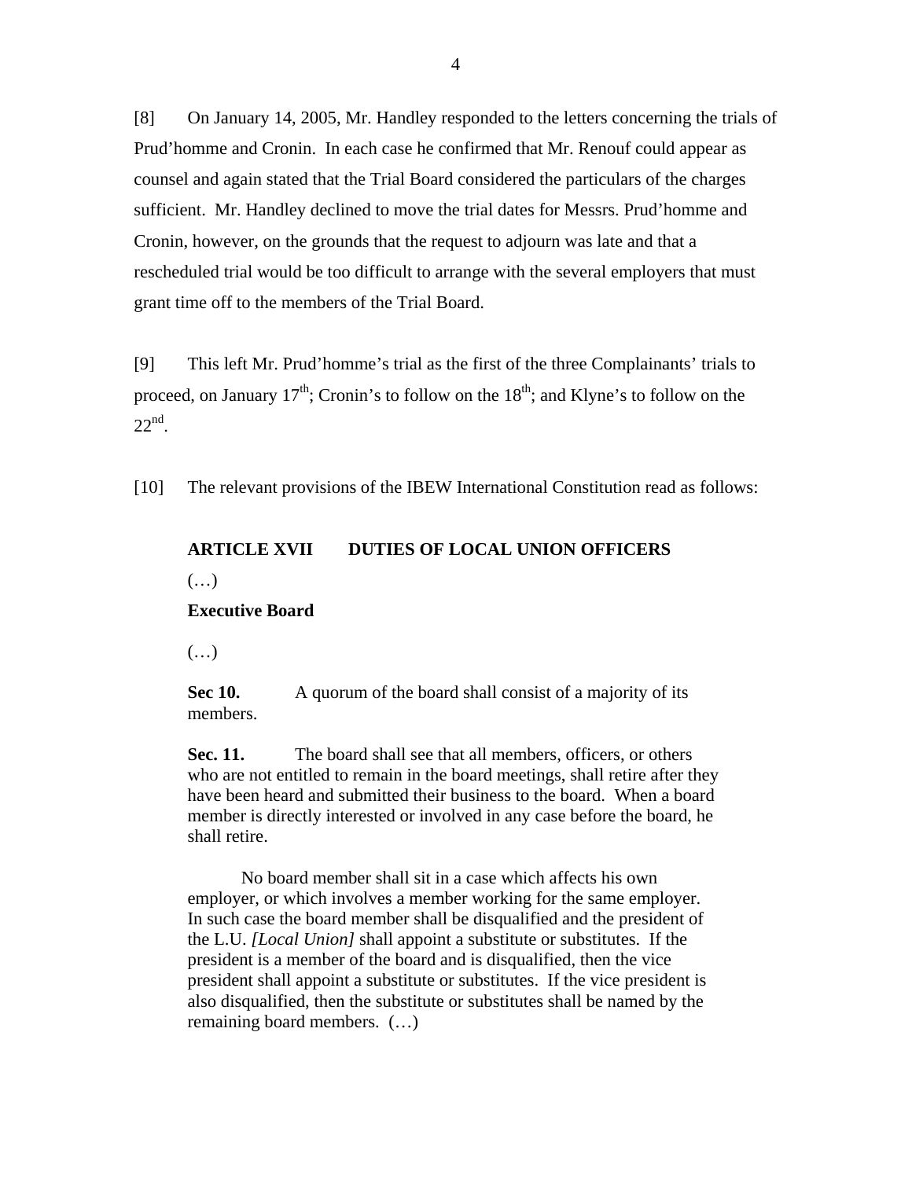[8] On January 14, 2005, Mr. Handley responded to the letters concerning the trials of Prud'homme and Cronin. In each case he confirmed that Mr. Renouf could appear as counsel and again stated that the Trial Board considered the particulars of the charges sufficient. Mr. Handley declined to move the trial dates for Messrs. Prud'homme and Cronin, however, on the grounds that the request to adjourn was late and that a rescheduled trial would be too difficult to arrange with the several employers that must grant time off to the members of the Trial Board.

[9] This left Mr. Prud'homme's trial as the first of the three Complainants' trials to proceed, on January 17th; Cronin's to follow on the 18th; and Klyne's to follow on the 22nd.

[10] The relevant provisions of the IBEW International Constitution read as follows:

> **ARTICLE XVII DUTIES OF LOCAL UNION OFFICERS**
>
> (…)
>
> **Executive Board**
>
> (…)
>
> **Sec 10.** A quorum of the board shall consist of a majority of its members.
>
> **Sec. 11.** The board shall see that all members, officers, or others who are not entitled to remain in the board meetings, shall retire after they have been heard and submitted their business to the board. When a board member is directly interested or involved in any case before the board, he shall retire.
>
> No board member shall sit in a case which affects his own employer, or which involves a member working for the same employer. In such case the board member shall be disqualified and the president of the L.U. *[Local Union]* shall appoint a substitute or substitutes. If the president is a member of the board and is disqualified, then the vice president shall appoint a substitute or substitutes. If the vice president is also disqualified, then the substitute or substitutes shall be named by the remaining board members. (…)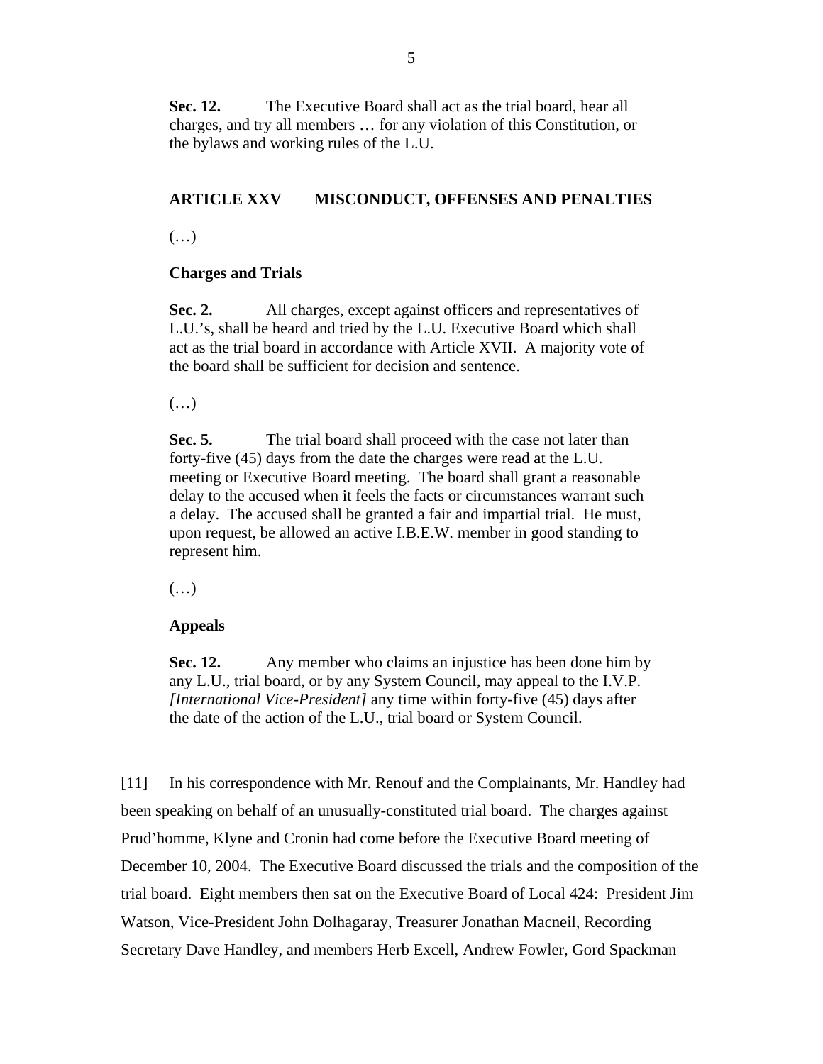> **Sec. 12.** The Executive Board shall act as the trial board, hear all charges, and try all members … for any violation of this Constitution, or the bylaws and working rules of the L.U.
>
> **ARTICLE XXV MISCONDUCT, OFFENSES AND PENALTIES**
>
> (…)
>
> **Charges and Trials**
>
> **Sec. 2.** All charges, except against officers and representatives of L.U.'s, shall be heard and tried by the L.U. Executive Board which shall act as the trial board in accordance with Article XVII. A majority vote of the board shall be sufficient for decision and sentence.
>
> (…)
>
> **Sec. 5.** The trial board shall proceed with the case not later than forty-five (45) days from the date the charges were read at the L.U. meeting or Executive Board meeting. The board shall grant a reasonable delay to the accused when it feels the facts or circumstances warrant such a delay. The accused shall be granted a fair and impartial trial. He must, upon request, be allowed an active I.B.E.W. member in good standing to represent him.
>
> (…)
>
> **Appeals**
>
> **Sec. 12.** Any member who claims an injustice has been done him by any L.U., trial board, or by any System Council, may appeal to the I.V.P. *[International Vice-President]* any time within forty-five (45) days after the date of the action of the L.U., trial board or System Council.

[11] In his correspondence with Mr. Renouf and the Complainants, Mr. Handley had been speaking on behalf of an unusually-constituted trial board. The charges against Prud'homme, Klyne and Cronin had come before the Executive Board meeting of December 10, 2004. The Executive Board discussed the trials and the composition of the trial board. Eight members then sat on the Executive Board of Local 424: President Jim Watson, Vice-President John Dolhagaray, Treasurer Jonathan Macneil, Recording Secretary Dave Handley, and members Herb Excell, Andrew Fowler, Gord Spackman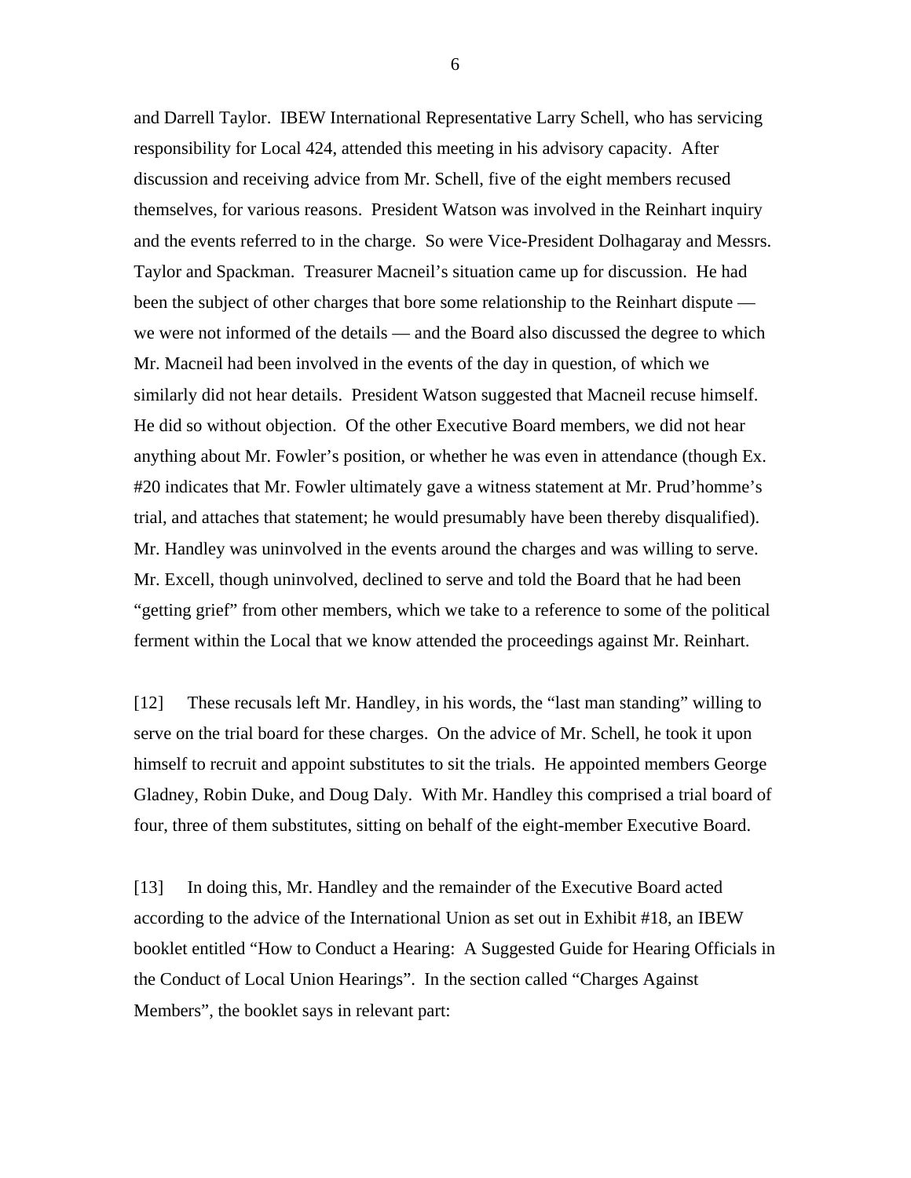and Darrell Taylor. IBEW International Representative Larry Schell, who has servicing responsibility for Local 424, attended this meeting in his advisory capacity. After discussion and receiving advice from Mr. Schell, five of the eight members recused themselves, for various reasons. President Watson was involved in the Reinhart inquiry and the events referred to in the charge. So were Vice-President Dolhagaray and Messrs. Taylor and Spackman. Treasurer Macneil's situation came up for discussion. He had been the subject of other charges that bore some relationship to the Reinhart dispute — we were not informed of the details — and the Board also discussed the degree to which Mr. Macneil had been involved in the events of the day in question, of which we similarly did not hear details. President Watson suggested that Macneil recuse himself. He did so without objection. Of the other Executive Board members, we did not hear anything about Mr. Fowler's position, or whether he was even in attendance (though Ex. #20 indicates that Mr. Fowler ultimately gave a witness statement at Mr. Prud'homme's trial, and attaches that statement; he would presumably have been thereby disqualified). Mr. Handley was uninvolved in the events around the charges and was willing to serve. Mr. Excell, though uninvolved, declined to serve and told the Board that he had been "getting grief" from other members, which we take to a reference to some of the political ferment within the Local that we know attended the proceedings against Mr. Reinhart.

[12] These recusals left Mr. Handley, in his words, the "last man standing" willing to serve on the trial board for these charges. On the advice of Mr. Schell, he took it upon himself to recruit and appoint substitutes to sit the trials. He appointed members George Gladney, Robin Duke, and Doug Daly. With Mr. Handley this comprised a trial board of four, three of them substitutes, sitting on behalf of the eight-member Executive Board.

[13] In doing this, Mr. Handley and the remainder of the Executive Board acted according to the advice of the International Union as set out in Exhibit #18, an IBEW booklet entitled "How to Conduct a Hearing: A Suggested Guide for Hearing Officials in the Conduct of Local Union Hearings". In the section called "Charges Against Members", the booklet says in relevant part: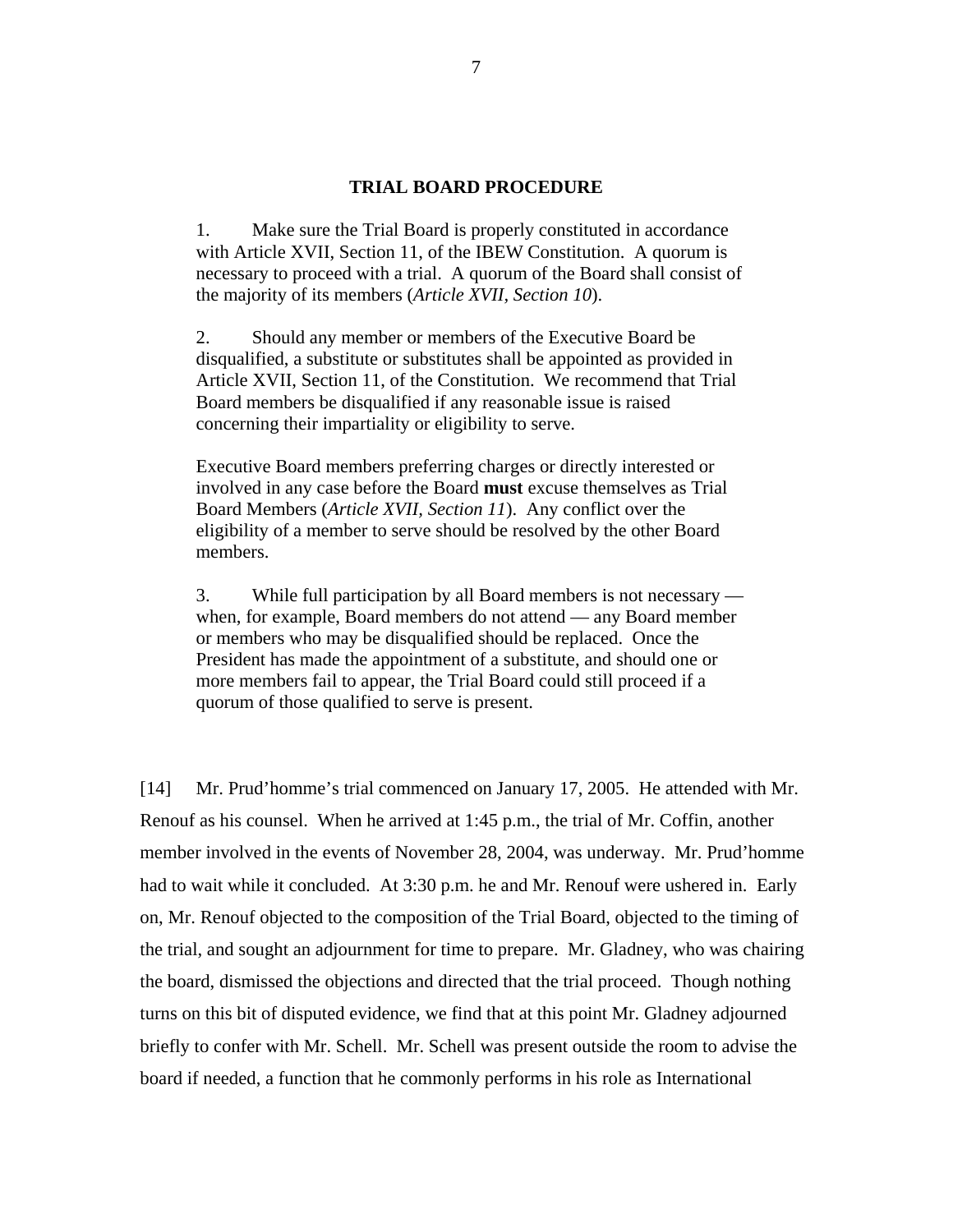### TRIAL BOARD PROCEDURE

> 1. Make sure the Trial Board is properly constituted in accordance with Article XVII, Section 11, of the IBEW Constitution. A quorum is necessary to proceed with a trial. A quorum of the Board shall consist of the majority of its members (*Article XVII, Section 10*).
>
> 2. Should any member or members of the Executive Board be disqualified, a substitute or substitutes shall be appointed as provided in Article XVII, Section 11, of the Constitution. We recommend that Trial Board members be disqualified if any reasonable issue is raised concerning their impartiality or eligibility to serve.
>
> Executive Board members preferring charges or directly interested or involved in any case before the Board **must** excuse themselves as Trial Board Members (*Article XVII, Section 11*). Any conflict over the eligibility of a member to serve should be resolved by the other Board members.
>
> 3. While full participation by all Board members is not necessary — when, for example, Board members do not attend — any Board member or members who may be disqualified should be replaced. Once the President has made the appointment of a substitute, and should one or more members fail to appear, the Trial Board could still proceed if a quorum of those qualified to serve is present.

[14] Mr. Prud'homme's trial commenced on January 17, 2005. He attended with Mr. Renouf as his counsel. When he arrived at 1:45 p.m., the trial of Mr. Coffin, another member involved in the events of November 28, 2004, was underway. Mr. Prud'homme had to wait while it concluded. At 3:30 p.m. he and Mr. Renouf were ushered in. Early on, Mr. Renouf objected to the composition of the Trial Board, objected to the timing of the trial, and sought an adjournment for time to prepare. Mr. Gladney, who was chairing the board, dismissed the objections and directed that the trial proceed. Though nothing turns on this bit of disputed evidence, we find that at this point Mr. Gladney adjourned briefly to confer with Mr. Schell. Mr. Schell was present outside the room to advise the board if needed, a function that he commonly performs in his role as International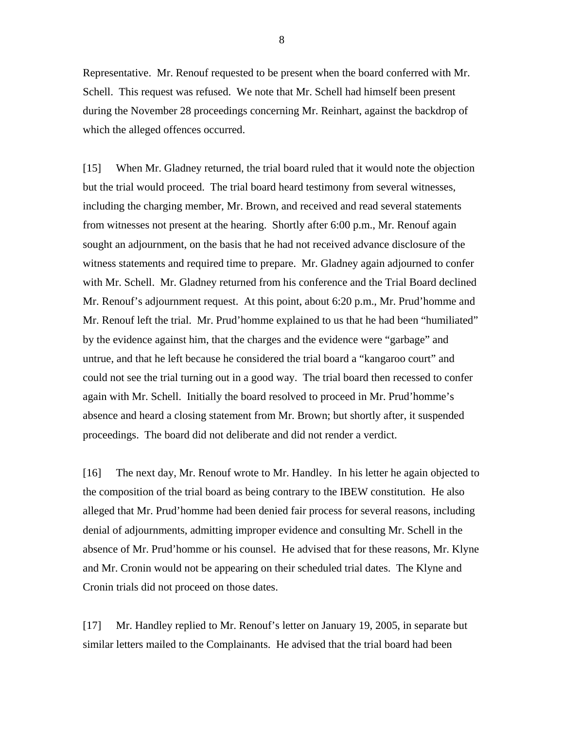Representative. Mr. Renouf requested to be present when the board conferred with Mr. Schell. This request was refused. We note that Mr. Schell had himself been present during the November 28 proceedings concerning Mr. Reinhart, against the backdrop of which the alleged offences occurred.

[15] When Mr. Gladney returned, the trial board ruled that it would note the objection but the trial would proceed. The trial board heard testimony from several witnesses, including the charging member, Mr. Brown, and received and read several statements from witnesses not present at the hearing. Shortly after 6:00 p.m., Mr. Renouf again sought an adjournment, on the basis that he had not received advance disclosure of the witness statements and required time to prepare. Mr. Gladney again adjourned to confer with Mr. Schell. Mr. Gladney returned from his conference and the Trial Board declined Mr. Renouf's adjournment request. At this point, about 6:20 p.m., Mr. Prud'homme and Mr. Renouf left the trial. Mr. Prud'homme explained to us that he had been "humiliated" by the evidence against him, that the charges and the evidence were "garbage" and untrue, and that he left because he considered the trial board a "kangaroo court" and could not see the trial turning out in a good way. The trial board then recessed to confer again with Mr. Schell. Initially the board resolved to proceed in Mr. Prud'homme's absence and heard a closing statement from Mr. Brown; but shortly after, it suspended proceedings. The board did not deliberate and did not render a verdict.

[16] The next day, Mr. Renouf wrote to Mr. Handley. In his letter he again objected to the composition of the trial board as being contrary to the IBEW constitution. He also alleged that Mr. Prud'homme had been denied fair process for several reasons, including denial of adjournments, admitting improper evidence and consulting Mr. Schell in the absence of Mr. Prud'homme or his counsel. He advised that for these reasons, Mr. Klyne and Mr. Cronin would not be appearing on their scheduled trial dates. The Klyne and Cronin trials did not proceed on those dates.

[17] Mr. Handley replied to Mr. Renouf's letter on January 19, 2005, in separate but similar letters mailed to the Complainants. He advised that the trial board had been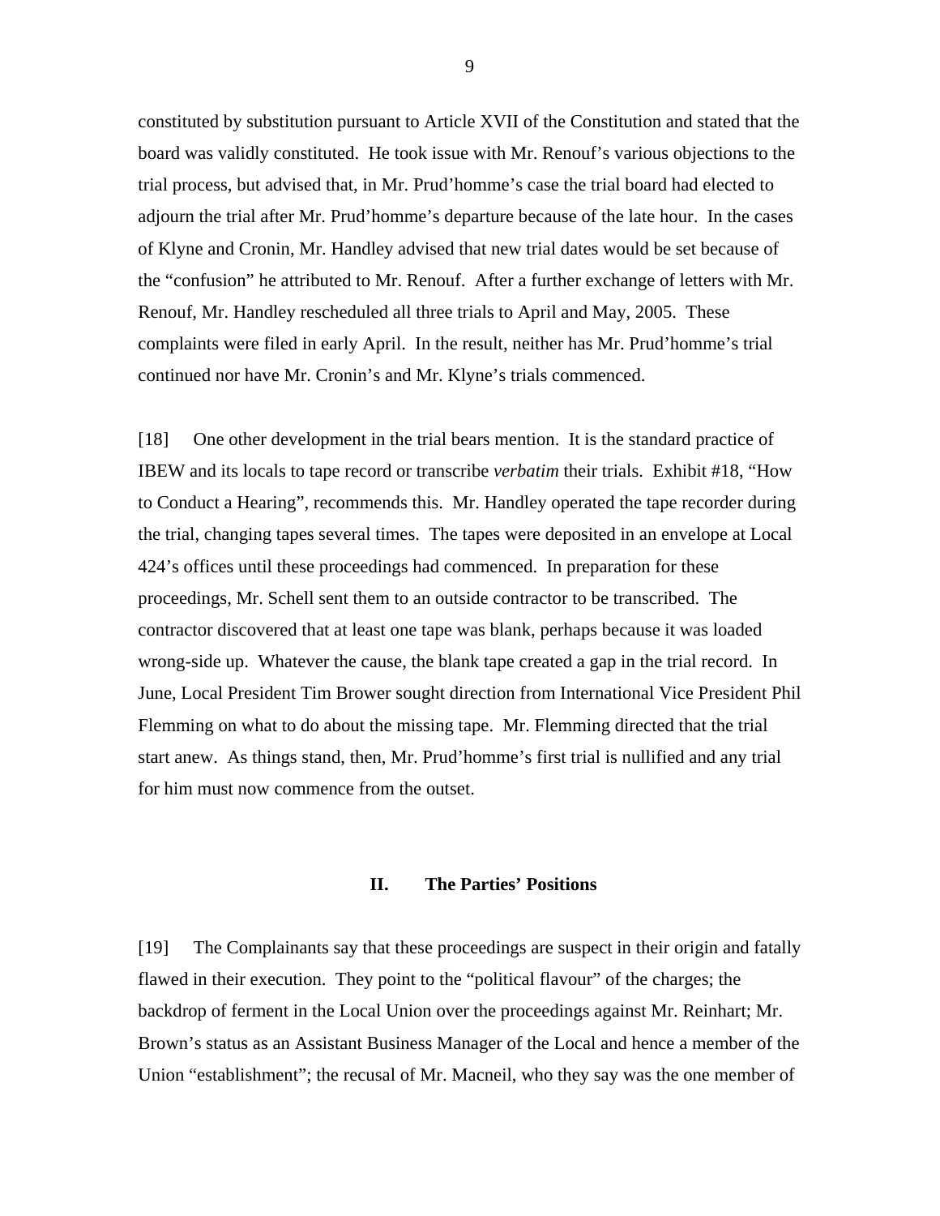constituted by substitution pursuant to Article XVII of the Constitution and stated that the board was validly constituted. He took issue with Mr. Renouf's various objections to the trial process, but advised that, in Mr. Prud'homme's case the trial board had elected to adjourn the trial after Mr. Prud'homme's departure because of the late hour. In the cases of Klyne and Cronin, Mr. Handley advised that new trial dates would be set because of the "confusion" he attributed to Mr. Renouf. After a further exchange of letters with Mr. Renouf, Mr. Handley rescheduled all three trials to April and May, 2005. These complaints were filed in early April. In the result, neither has Mr. Prud'homme's trial continued nor have Mr. Cronin's and Mr. Klyne's trials commenced.

[18] One other development in the trial bears mention. It is the standard practice of IBEW and its locals to tape record or transcribe *verbatim* their trials. Exhibit #18, "How to Conduct a Hearing", recommends this. Mr. Handley operated the tape recorder during the trial, changing tapes several times. The tapes were deposited in an envelope at Local 424's offices until these proceedings had commenced. In preparation for these proceedings, Mr. Schell sent them to an outside contractor to be transcribed. The contractor discovered that at least one tape was blank, perhaps because it was loaded wrong-side up. Whatever the cause, the blank tape created a gap in the trial record. In June, Local President Tim Brower sought direction from International Vice President Phil Flemming on what to do about the missing tape. Mr. Flemming directed that the trial start anew. As things stand, then, Mr. Prud'homme's first trial is nullified and any trial for him must now commence from the outset.

## II. The Parties' Positions

[19] The Complainants say that these proceedings are suspect in their origin and fatally flawed in their execution. They point to the "political flavour" of the charges; the backdrop of ferment in the Local Union over the proceedings against Mr. Reinhart; Mr. Brown's status as an Assistant Business Manager of the Local and hence a member of the Union "establishment"; the recusal of Mr. Macneil, who they say was the one member of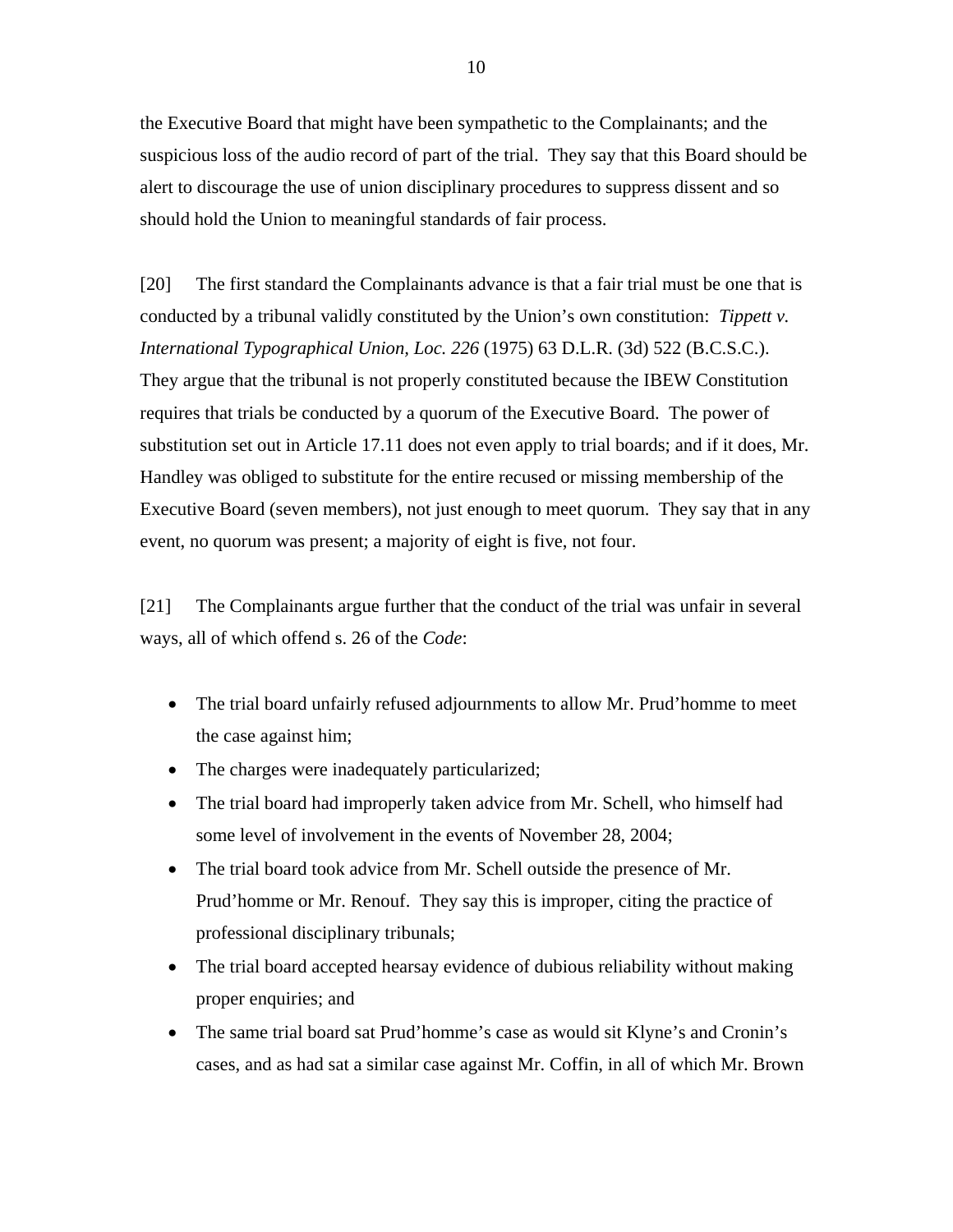the Executive Board that might have been sympathetic to the Complainants; and the suspicious loss of the audio record of part of the trial. They say that this Board should be alert to discourage the use of union disciplinary procedures to suppress dissent and so should hold the Union to meaningful standards of fair process.

[20] The first standard the Complainants advance is that a fair trial must be one that is conducted by a tribunal validly constituted by the Union's own constitution: *Tippett v. International Typographical Union, Loc. 226* (1975) 63 D.L.R. (3d) 522 (B.C.S.C.). They argue that the tribunal is not properly constituted because the IBEW Constitution requires that trials be conducted by a quorum of the Executive Board. The power of substitution set out in Article 17.11 does not even apply to trial boards; and if it does, Mr. Handley was obliged to substitute for the entire recused or missing membership of the Executive Board (seven members), not just enough to meet quorum. They say that in any event, no quorum was present; a majority of eight is five, not four.

[21] The Complainants argue further that the conduct of the trial was unfair in several ways, all of which offend s. 26 of the *Code*:

- The trial board unfairly refused adjournments to allow Mr. Prud'homme to meet the case against him;
- The charges were inadequately particularized;
- The trial board had improperly taken advice from Mr. Schell, who himself had some level of involvement in the events of November 28, 2004;
- The trial board took advice from Mr. Schell outside the presence of Mr. Prud'homme or Mr. Renouf. They say this is improper, citing the practice of professional disciplinary tribunals;
- The trial board accepted hearsay evidence of dubious reliability without making proper enquiries; and
- The same trial board sat Prud'homme's case as would sit Klyne's and Cronin's cases, and as had sat a similar case against Mr. Coffin, in all of which Mr. Brown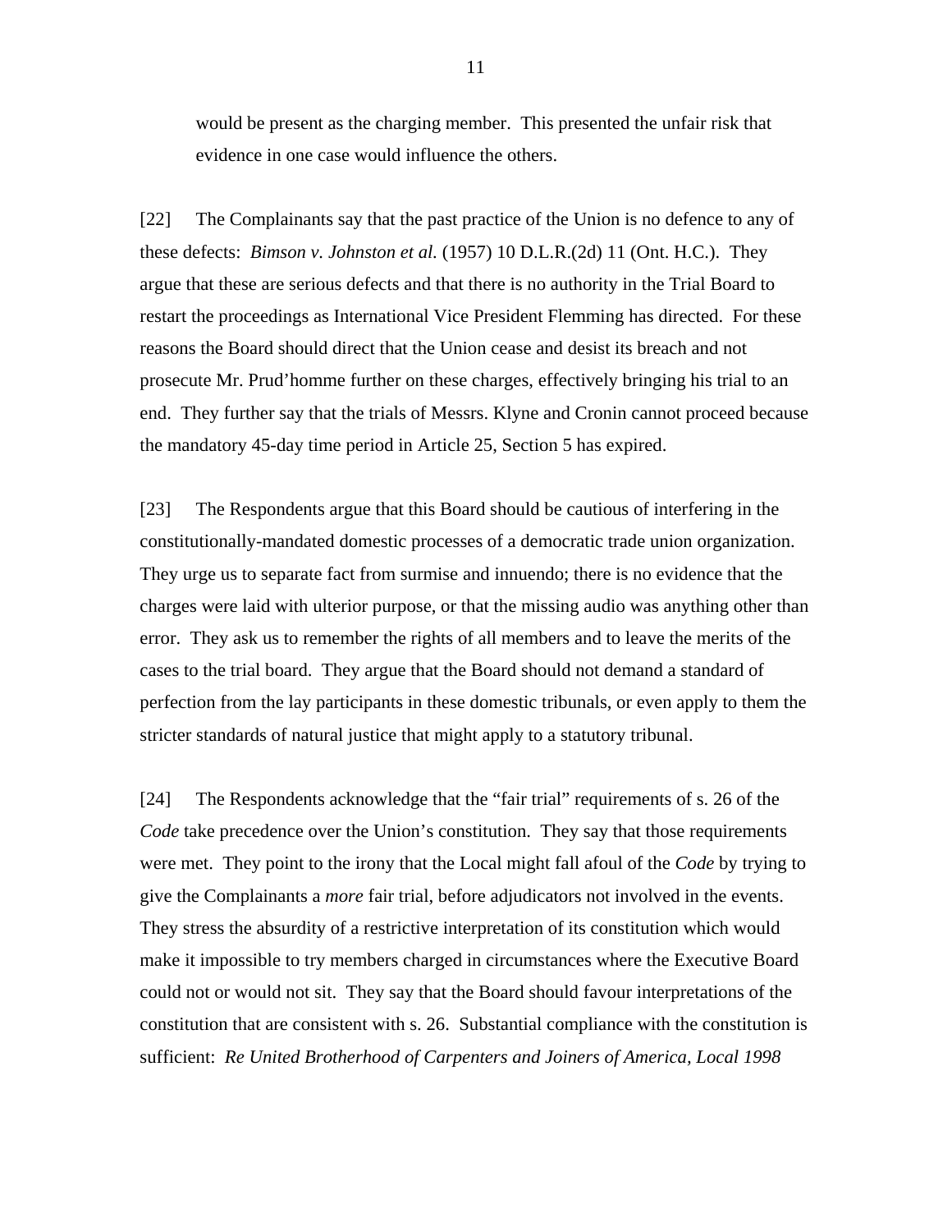would be present as the charging member. This presented the unfair risk that evidence in one case would influence the others.

[22] The Complainants say that the past practice of the Union is no defence to any of these defects: *Bimson v. Johnston et al.* (1957) 10 D.L.R.(2d) 11 (Ont. H.C.). They argue that these are serious defects and that there is no authority in the Trial Board to restart the proceedings as International Vice President Flemming has directed. For these reasons the Board should direct that the Union cease and desist its breach and not prosecute Mr. Prud'homme further on these charges, effectively bringing his trial to an end. They further say that the trials of Messrs. Klyne and Cronin cannot proceed because the mandatory 45-day time period in Article 25, Section 5 has expired.

[23] The Respondents argue that this Board should be cautious of interfering in the constitutionally-mandated domestic processes of a democratic trade union organization. They urge us to separate fact from surmise and innuendo; there is no evidence that the charges were laid with ulterior purpose, or that the missing audio was anything other than error. They ask us to remember the rights of all members and to leave the merits of the cases to the trial board. They argue that the Board should not demand a standard of perfection from the lay participants in these domestic tribunals, or even apply to them the stricter standards of natural justice that might apply to a statutory tribunal.

[24] The Respondents acknowledge that the "fair trial" requirements of s. 26 of the *Code* take precedence over the Union's constitution. They say that those requirements were met. They point to the irony that the Local might fall afoul of the *Code* by trying to give the Complainants a *more* fair trial, before adjudicators not involved in the events. They stress the absurdity of a restrictive interpretation of its constitution which would make it impossible to try members charged in circumstances where the Executive Board could not or would not sit. They say that the Board should favour interpretations of the constitution that are consistent with s. 26. Substantial compliance with the constitution is sufficient: *Re United Brotherhood of Carpenters and Joiners of America, Local 1998*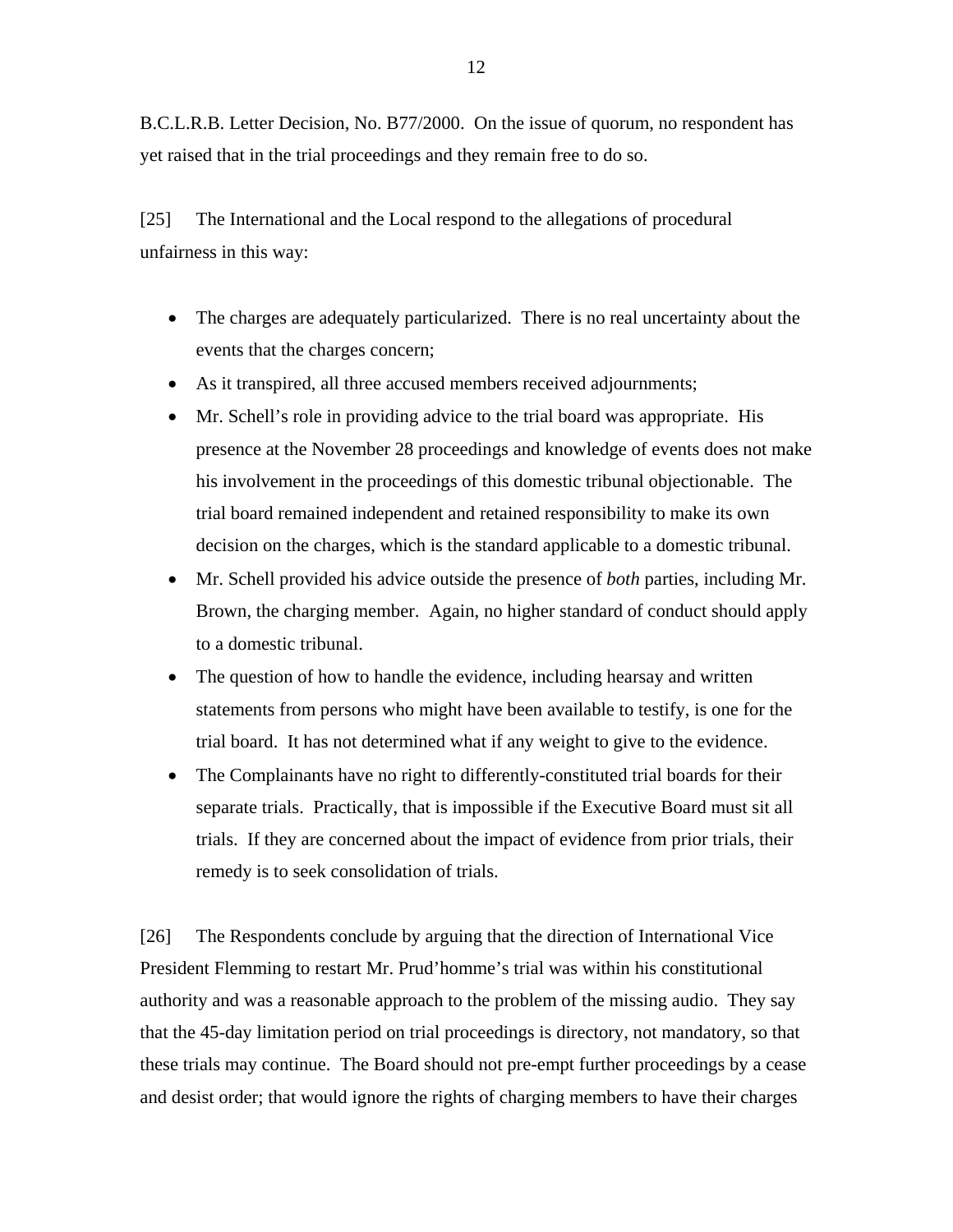B.C.L.R.B. Letter Decision, No. B77/2000. On the issue of quorum, no respondent has yet raised that in the trial proceedings and they remain free to do so.

[25] The International and the Local respond to the allegations of procedural unfairness in this way:

- The charges are adequately particularized. There is no real uncertainty about the events that the charges concern;
- As it transpired, all three accused members received adjournments;
- Mr. Schell's role in providing advice to the trial board was appropriate. His presence at the November 28 proceedings and knowledge of events does not make his involvement in the proceedings of this domestic tribunal objectionable. The trial board remained independent and retained responsibility to make its own decision on the charges, which is the standard applicable to a domestic tribunal.
- Mr. Schell provided his advice outside the presence of *both* parties, including Mr. Brown, the charging member. Again, no higher standard of conduct should apply to a domestic tribunal.
- The question of how to handle the evidence, including hearsay and written statements from persons who might have been available to testify, is one for the trial board. It has not determined what if any weight to give to the evidence.
- The Complainants have no right to differently-constituted trial boards for their separate trials. Practically, that is impossible if the Executive Board must sit all trials. If they are concerned about the impact of evidence from prior trials, their remedy is to seek consolidation of trials.

[26] The Respondents conclude by arguing that the direction of International Vice President Flemming to restart Mr. Prud'homme's trial was within his constitutional authority and was a reasonable approach to the problem of the missing audio. They say that the 45-day limitation period on trial proceedings is directory, not mandatory, so that these trials may continue. The Board should not pre-empt further proceedings by a cease and desist order; that would ignore the rights of charging members to have their charges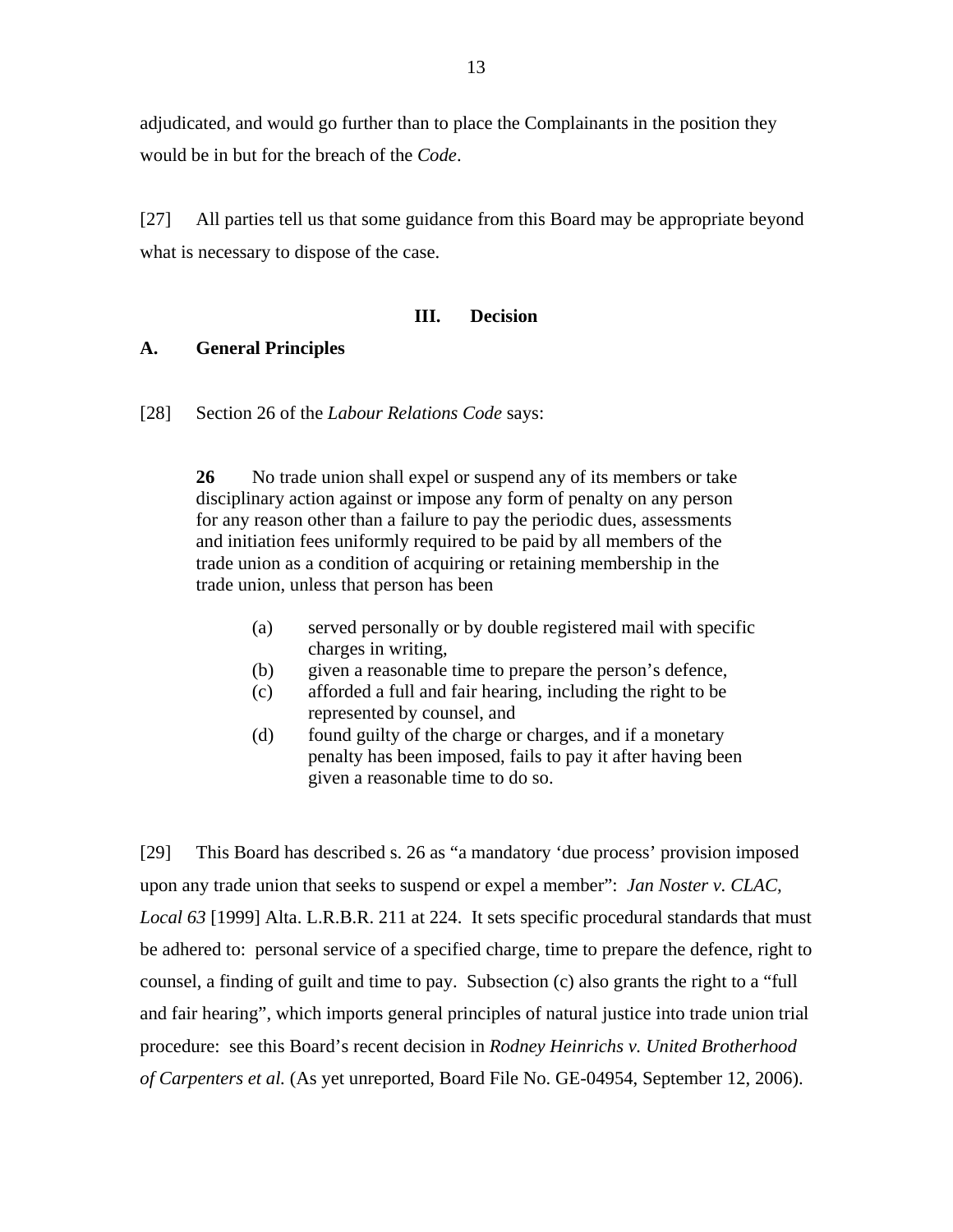adjudicated, and would go further than to place the Complainants in the position they would be in but for the breach of the *Code*.

[27] All parties tell us that some guidance from this Board may be appropriate beyond what is necessary to dispose of the case.

## III. Decision

### A. General Principles

[28] Section 26 of the *Labour Relations Code* says:

> **26** No trade union shall expel or suspend any of its members or take disciplinary action against or impose any form of penalty on any person for any reason other than a failure to pay the periodic dues, assessments and initiation fees uniformly required to be paid by all members of the trade union as a condition of acquiring or retaining membership in the trade union, unless that person has been
>
> (a) served personally or by double registered mail with specific charges in writing,
> (b) given a reasonable time to prepare the person's defence,
> (c) afforded a full and fair hearing, including the right to be represented by counsel, and
> (d) found guilty of the charge or charges, and if a monetary penalty has been imposed, fails to pay it after having been given a reasonable time to do so.

[29] This Board has described s. 26 as "a mandatory 'due process' provision imposed upon any trade union that seeks to suspend or expel a member": *Jan Noster v. CLAC, Local 63* [1999] Alta. L.R.B.R. 211 at 224. It sets specific procedural standards that must be adhered to: personal service of a specified charge, time to prepare the defence, right to counsel, a finding of guilt and time to pay. Subsection (c) also grants the right to a "full and fair hearing", which imports general principles of natural justice into trade union trial procedure: see this Board's recent decision in *Rodney Heinrichs v. United Brotherhood of Carpenters et al.* (As yet unreported, Board File No. GE-04954, September 12, 2006).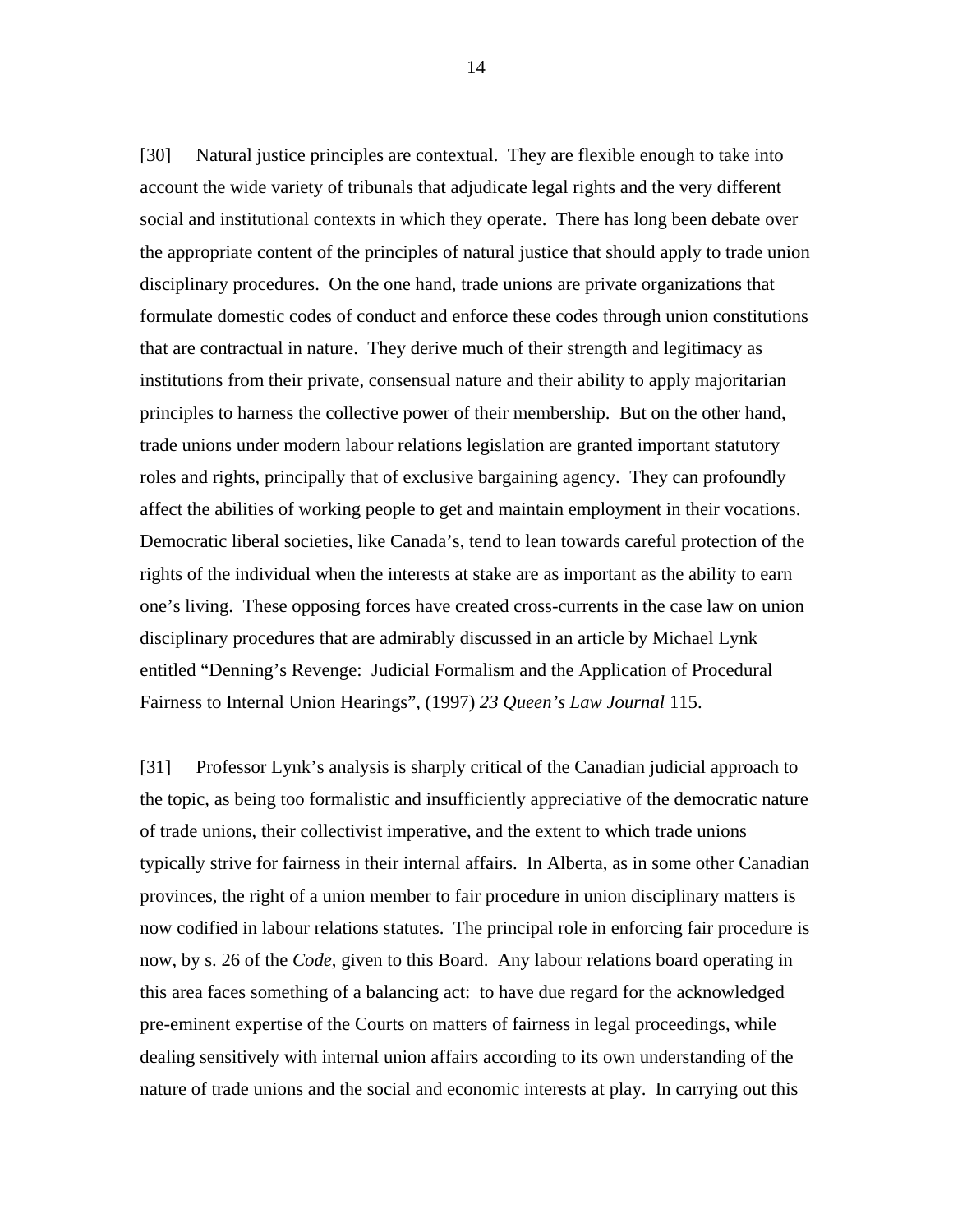[30] Natural justice principles are contextual. They are flexible enough to take into account the wide variety of tribunals that adjudicate legal rights and the very different social and institutional contexts in which they operate. There has long been debate over the appropriate content of the principles of natural justice that should apply to trade union disciplinary procedures. On the one hand, trade unions are private organizations that formulate domestic codes of conduct and enforce these codes through union constitutions that are contractual in nature. They derive much of their strength and legitimacy as institutions from their private, consensual nature and their ability to apply majoritarian principles to harness the collective power of their membership. But on the other hand, trade unions under modern labour relations legislation are granted important statutory roles and rights, principally that of exclusive bargaining agency. They can profoundly affect the abilities of working people to get and maintain employment in their vocations. Democratic liberal societies, like Canada's, tend to lean towards careful protection of the rights of the individual when the interests at stake are as important as the ability to earn one's living. These opposing forces have created cross-currents in the case law on union disciplinary procedures that are admirably discussed in an article by Michael Lynk entitled "Denning's Revenge: Judicial Formalism and the Application of Procedural Fairness to Internal Union Hearings", (1997) *23 Queen's Law Journal* 115.

[31] Professor Lynk's analysis is sharply critical of the Canadian judicial approach to the topic, as being too formalistic and insufficiently appreciative of the democratic nature of trade unions, their collectivist imperative, and the extent to which trade unions typically strive for fairness in their internal affairs. In Alberta, as in some other Canadian provinces, the right of a union member to fair procedure in union disciplinary matters is now codified in labour relations statutes. The principal role in enforcing fair procedure is now, by s. 26 of the *Code*, given to this Board. Any labour relations board operating in this area faces something of a balancing act: to have due regard for the acknowledged pre-eminent expertise of the Courts on matters of fairness in legal proceedings, while dealing sensitively with internal union affairs according to its own understanding of the nature of trade unions and the social and economic interests at play. In carrying out this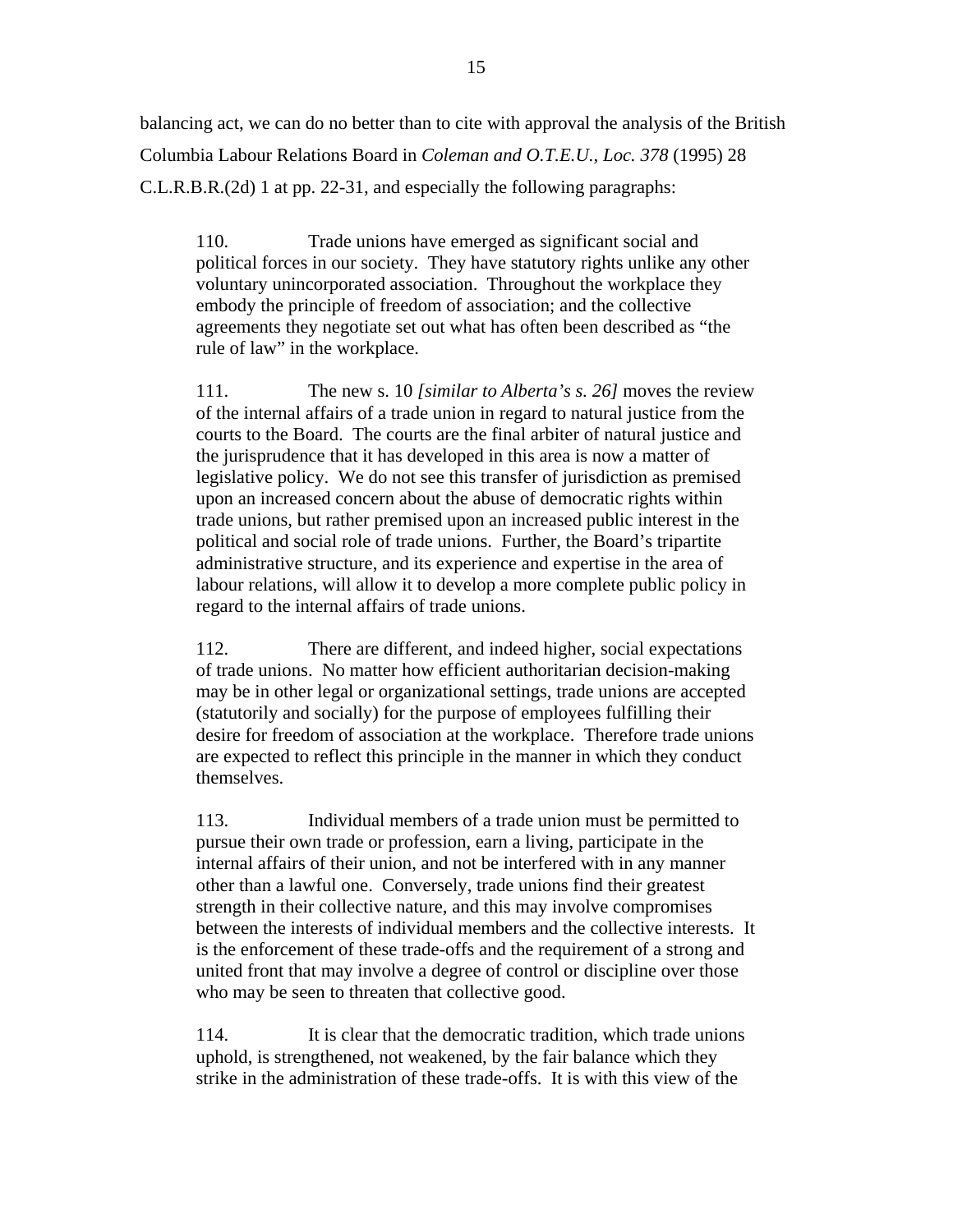balancing act, we can do no better than to cite with approval the analysis of the British Columbia Labour Relations Board in *Coleman and O.T.E.U., Loc. 378* (1995) 28 C.L.R.B.R.(2d) 1 at pp. 22-31, and especially the following paragraphs:

> 110. Trade unions have emerged as significant social and political forces in our society. They have statutory rights unlike any other voluntary unincorporated association. Throughout the workplace they embody the principle of freedom of association; and the collective agreements they negotiate set out what has often been described as "the rule of law" in the workplace.
>
> 111. The new s. 10 *[similar to Alberta's s. 26]* moves the review of the internal affairs of a trade union in regard to natural justice from the courts to the Board. The courts are the final arbiter of natural justice and the jurisprudence that it has developed in this area is now a matter of legislative policy. We do not see this transfer of jurisdiction as premised upon an increased concern about the abuse of democratic rights within trade unions, but rather premised upon an increased public interest in the political and social role of trade unions. Further, the Board's tripartite administrative structure, and its experience and expertise in the area of labour relations, will allow it to develop a more complete public policy in regard to the internal affairs of trade unions.
>
> 112. There are different, and indeed higher, social expectations of trade unions. No matter how efficient authoritarian decision-making may be in other legal or organizational settings, trade unions are accepted (statutorily and socially) for the purpose of employees fulfilling their desire for freedom of association at the workplace. Therefore trade unions are expected to reflect this principle in the manner in which they conduct themselves.
>
> 113. Individual members of a trade union must be permitted to pursue their own trade or profession, earn a living, participate in the internal affairs of their union, and not be interfered with in any manner other than a lawful one. Conversely, trade unions find their greatest strength in their collective nature, and this may involve compromises between the interests of individual members and the collective interests. It is the enforcement of these trade-offs and the requirement of a strong and united front that may involve a degree of control or discipline over those who may be seen to threaten that collective good.
>
> 114. It is clear that the democratic tradition, which trade unions uphold, is strengthened, not weakened, by the fair balance which they strike in the administration of these trade-offs. It is with this view of the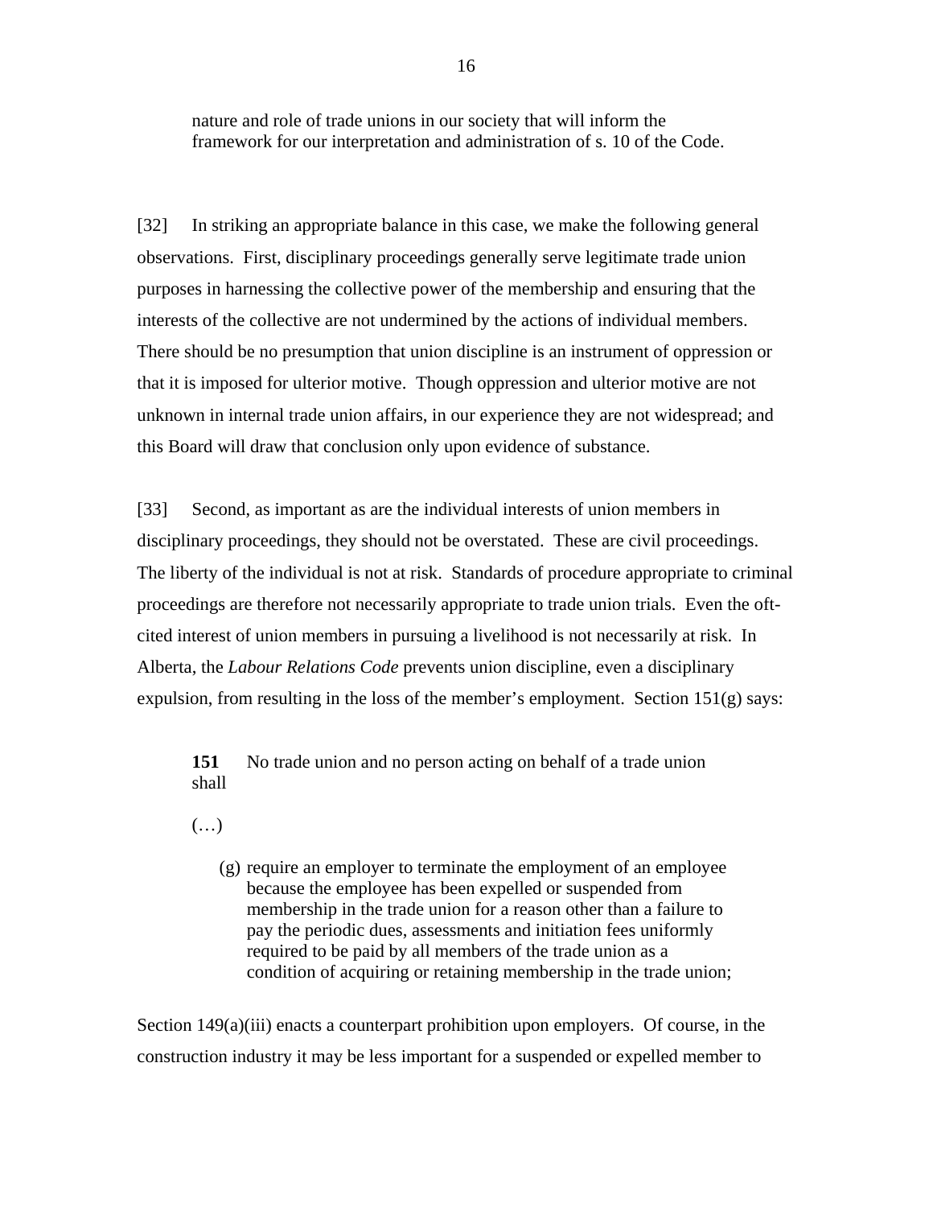> nature and role of trade unions in our society that will inform the framework for our interpretation and administration of s. 10 of the Code.

[32] In striking an appropriate balance in this case, we make the following general observations. First, disciplinary proceedings generally serve legitimate trade union purposes in harnessing the collective power of the membership and ensuring that the interests of the collective are not undermined by the actions of individual members. There should be no presumption that union discipline is an instrument of oppression or that it is imposed for ulterior motive. Though oppression and ulterior motive are not unknown in internal trade union affairs, in our experience they are not widespread; and this Board will draw that conclusion only upon evidence of substance.

[33] Second, as important as are the individual interests of union members in disciplinary proceedings, they should not be overstated. These are civil proceedings. The liberty of the individual is not at risk. Standards of procedure appropriate to criminal proceedings are therefore not necessarily appropriate to trade union trials. Even the oft-cited interest of union members in pursuing a livelihood is not necessarily at risk. In Alberta, the *Labour Relations Code* prevents union discipline, even a disciplinary expulsion, from resulting in the loss of the member's employment. Section 151(g) says:

> **151** No trade union and no person acting on behalf of a trade union shall
>
> (…)
>
> (g) require an employer to terminate the employment of an employee because the employee has been expelled or suspended from membership in the trade union for a reason other than a failure to pay the periodic dues, assessments and initiation fees uniformly required to be paid by all members of the trade union as a condition of acquiring or retaining membership in the trade union;

Section 149(a)(iii) enacts a counterpart prohibition upon employers. Of course, in the construction industry it may be less important for a suspended or expelled member to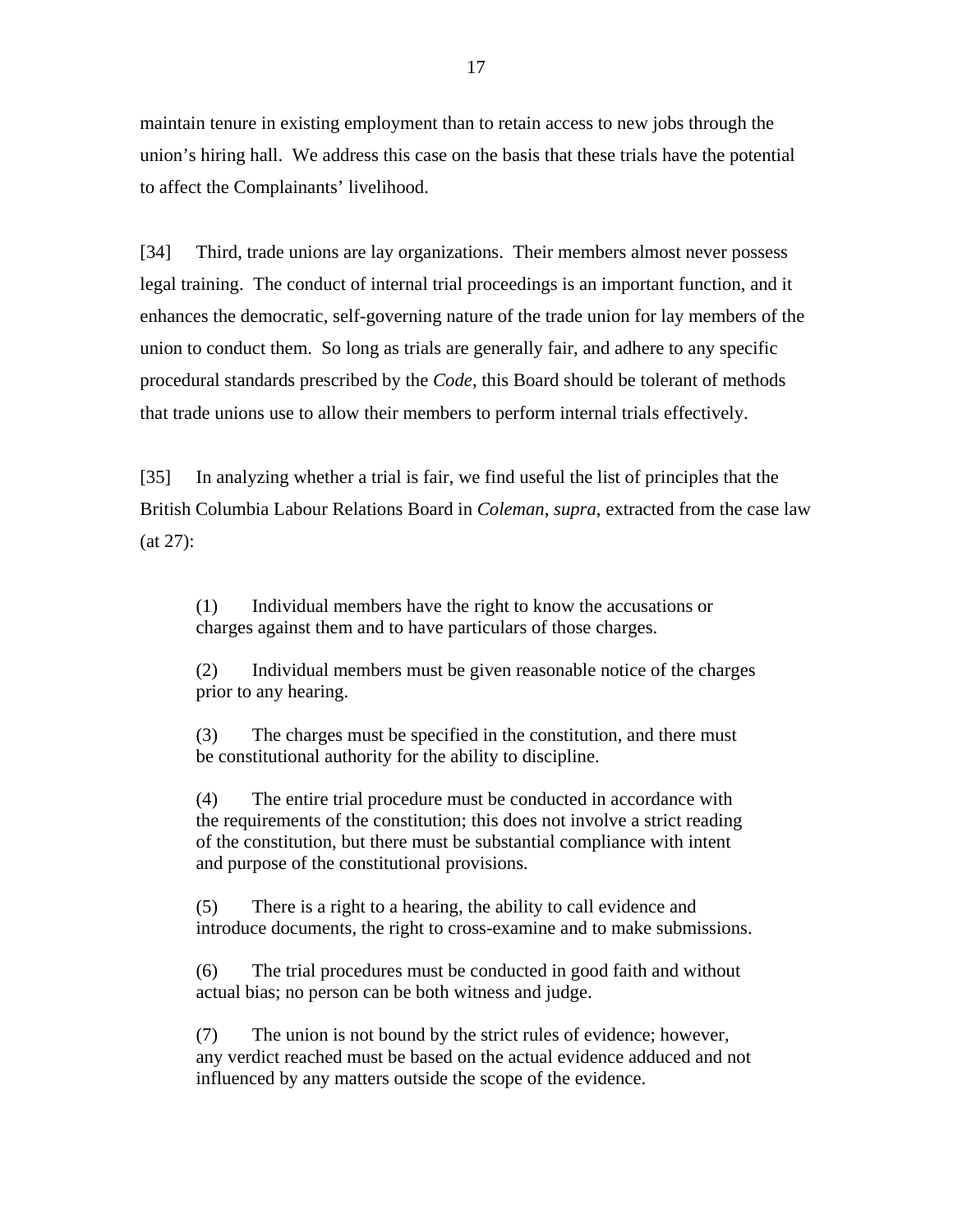maintain tenure in existing employment than to retain access to new jobs through the union's hiring hall. We address this case on the basis that these trials have the potential to affect the Complainants' livelihood.

[34] Third, trade unions are lay organizations. Their members almost never possess legal training. The conduct of internal trial proceedings is an important function, and it enhances the democratic, self-governing nature of the trade union for lay members of the union to conduct them. So long as trials are generally fair, and adhere to any specific procedural standards prescribed by the *Code*, this Board should be tolerant of methods that trade unions use to allow their members to perform internal trials effectively.

[35] In analyzing whether a trial is fair, we find useful the list of principles that the British Columbia Labour Relations Board in *Coleman*, *supra*, extracted from the case law (at 27):

> (1) Individual members have the right to know the accusations or charges against them and to have particulars of those charges.
>
> (2) Individual members must be given reasonable notice of the charges prior to any hearing.
>
> (3) The charges must be specified in the constitution, and there must be constitutional authority for the ability to discipline.
>
> (4) The entire trial procedure must be conducted in accordance with the requirements of the constitution; this does not involve a strict reading of the constitution, but there must be substantial compliance with intent and purpose of the constitutional provisions.
>
> (5) There is a right to a hearing, the ability to call evidence and introduce documents, the right to cross-examine and to make submissions.
>
> (6) The trial procedures must be conducted in good faith and without actual bias; no person can be both witness and judge.
>
> (7) The union is not bound by the strict rules of evidence; however, any verdict reached must be based on the actual evidence adduced and not influenced by any matters outside the scope of the evidence.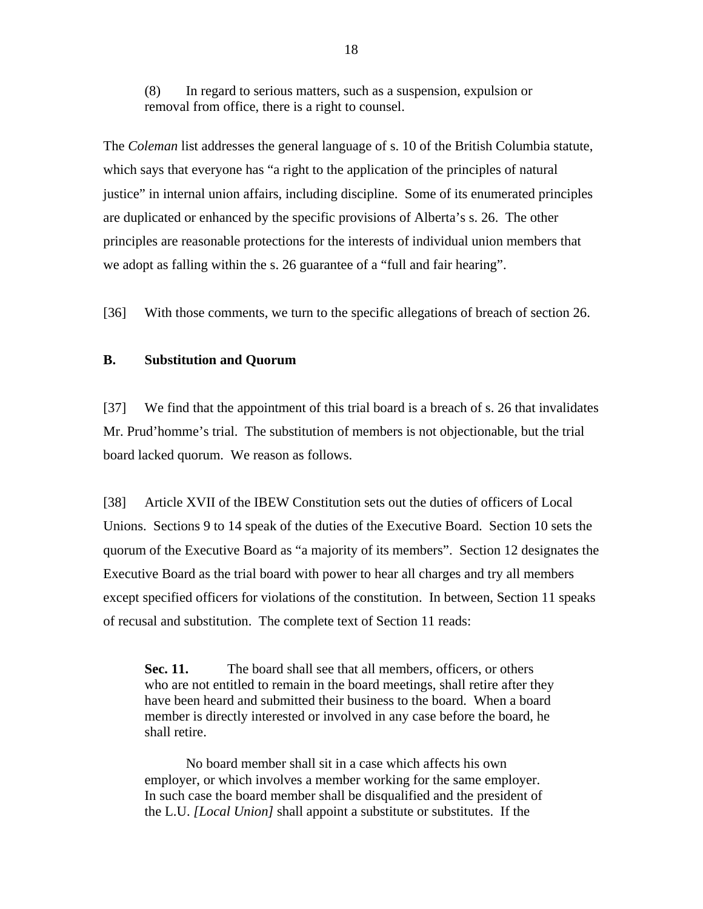> (8) In regard to serious matters, such as a suspension, expulsion or removal from office, there is a right to counsel.

The *Coleman* list addresses the general language of s. 10 of the British Columbia statute, which says that everyone has "a right to the application of the principles of natural justice" in internal union affairs, including discipline. Some of its enumerated principles are duplicated or enhanced by the specific provisions of Alberta's s. 26. The other principles are reasonable protections for the interests of individual union members that we adopt as falling within the s. 26 guarantee of a "full and fair hearing".

[36] With those comments, we turn to the specific allegations of breach of section 26.

### B. Substitution and Quorum

[37] We find that the appointment of this trial board is a breach of s. 26 that invalidates Mr. Prud'homme's trial. The substitution of members is not objectionable, but the trial board lacked quorum. We reason as follows.

[38] Article XVII of the IBEW Constitution sets out the duties of officers of Local Unions. Sections 9 to 14 speak of the duties of the Executive Board. Section 10 sets the quorum of the Executive Board as "a majority of its members". Section 12 designates the Executive Board as the trial board with power to hear all charges and try all members except specified officers for violations of the constitution. In between, Section 11 speaks of recusal and substitution. The complete text of Section 11 reads:

> **Sec. 11.** The board shall see that all members, officers, or others who are not entitled to remain in the board meetings, shall retire after they have been heard and submitted their business to the board. When a board member is directly interested or involved in any case before the board, he shall retire.
>
> No board member shall sit in a case which affects his own employer, or which involves a member working for the same employer. In such case the board member shall be disqualified and the president of the L.U. *[Local Union]* shall appoint a substitute or substitutes. If the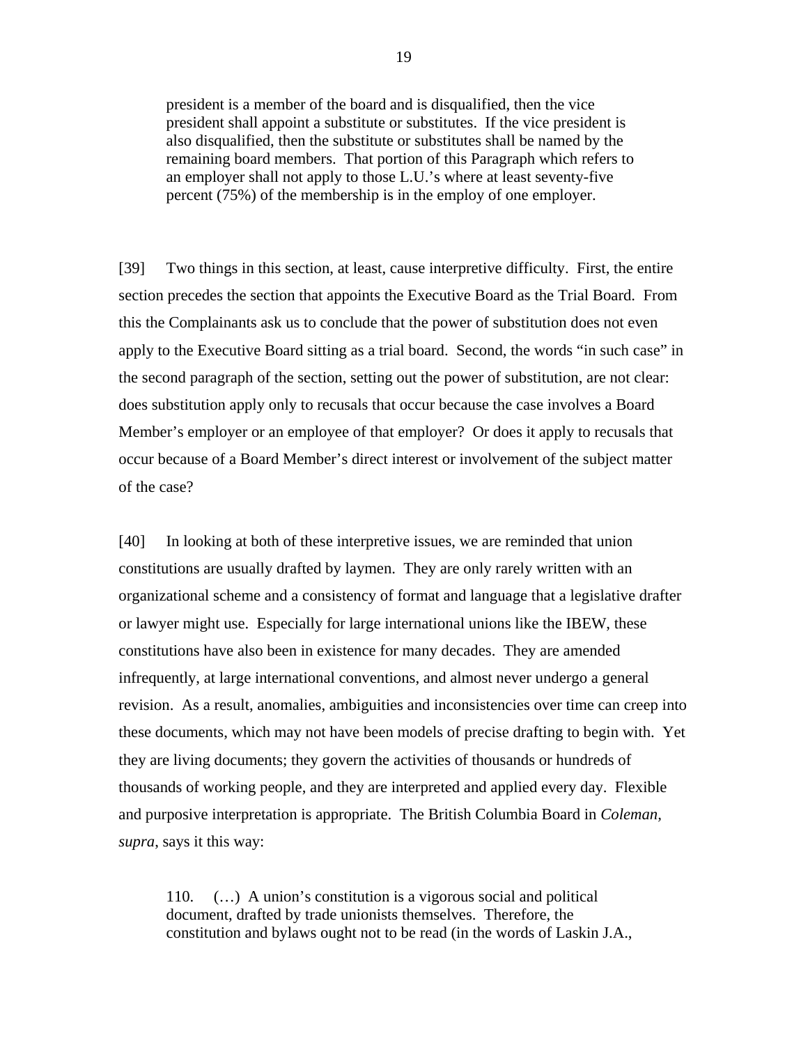> president is a member of the board and is disqualified, then the vice president shall appoint a substitute or substitutes. If the vice president is also disqualified, then the substitute or substitutes shall be named by the remaining board members. That portion of this Paragraph which refers to an employer shall not apply to those L.U.'s where at least seventy-five percent (75%) of the membership is in the employ of one employer.

[39] Two things in this section, at least, cause interpretive difficulty. First, the entire section precedes the section that appoints the Executive Board as the Trial Board. From this the Complainants ask us to conclude that the power of substitution does not even apply to the Executive Board sitting as a trial board. Second, the words "in such case" in the second paragraph of the section, setting out the power of substitution, are not clear: does substitution apply only to recusals that occur because the case involves a Board Member's employer or an employee of that employer? Or does it apply to recusals that occur because of a Board Member's direct interest or involvement of the subject matter of the case?

[40] In looking at both of these interpretive issues, we are reminded that union constitutions are usually drafted by laymen. They are only rarely written with an organizational scheme and a consistency of format and language that a legislative drafter or lawyer might use. Especially for large international unions like the IBEW, these constitutions have also been in existence for many decades. They are amended infrequently, at large international conventions, and almost never undergo a general revision. As a result, anomalies, ambiguities and inconsistencies over time can creep into these documents, which may not have been models of precise drafting to begin with. Yet they are living documents; they govern the activities of thousands or hundreds of thousands of working people, and they are interpreted and applied every day. Flexible and purposive interpretation is appropriate. The British Columbia Board in *Coleman, supra*, says it this way:

> 110. (…) A union's constitution is a vigorous social and political document, drafted by trade unionists themselves. Therefore, the constitution and bylaws ought not to be read (in the words of Laskin J.A.,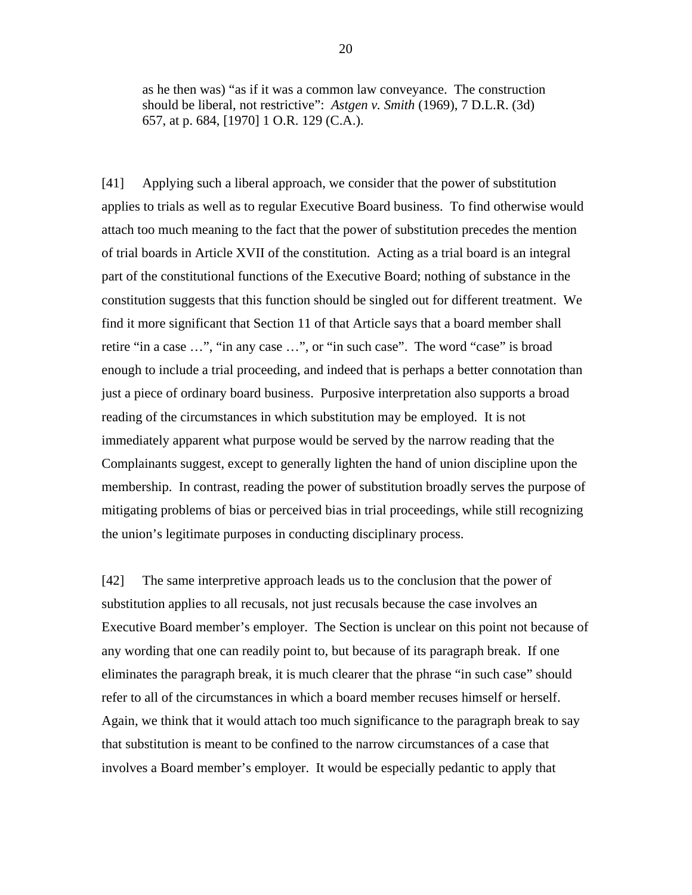> as he then was) "as if it was a common law conveyance. The construction should be liberal, not restrictive": *Astgen v. Smith* (1969), 7 D.L.R. (3d) 657, at p. 684, [1970] 1 O.R. 129 (C.A.).

[41] Applying such a liberal approach, we consider that the power of substitution applies to trials as well as to regular Executive Board business. To find otherwise would attach too much meaning to the fact that the power of substitution precedes the mention of trial boards in Article XVII of the constitution. Acting as a trial board is an integral part of the constitutional functions of the Executive Board; nothing of substance in the constitution suggests that this function should be singled out for different treatment. We find it more significant that Section 11 of that Article says that a board member shall retire "in a case …", "in any case …", or "in such case". The word "case" is broad enough to include a trial proceeding, and indeed that is perhaps a better connotation than just a piece of ordinary board business. Purposive interpretation also supports a broad reading of the circumstances in which substitution may be employed. It is not immediately apparent what purpose would be served by the narrow reading that the Complainants suggest, except to generally lighten the hand of union discipline upon the membership. In contrast, reading the power of substitution broadly serves the purpose of mitigating problems of bias or perceived bias in trial proceedings, while still recognizing the union's legitimate purposes in conducting disciplinary process.

[42] The same interpretive approach leads us to the conclusion that the power of substitution applies to all recusals, not just recusals because the case involves an Executive Board member's employer. The Section is unclear on this point not because of any wording that one can readily point to, but because of its paragraph break. If one eliminates the paragraph break, it is much clearer that the phrase "in such case" should refer to all of the circumstances in which a board member recuses himself or herself. Again, we think that it would attach too much significance to the paragraph break to say that substitution is meant to be confined to the narrow circumstances of a case that involves a Board member's employer. It would be especially pedantic to apply that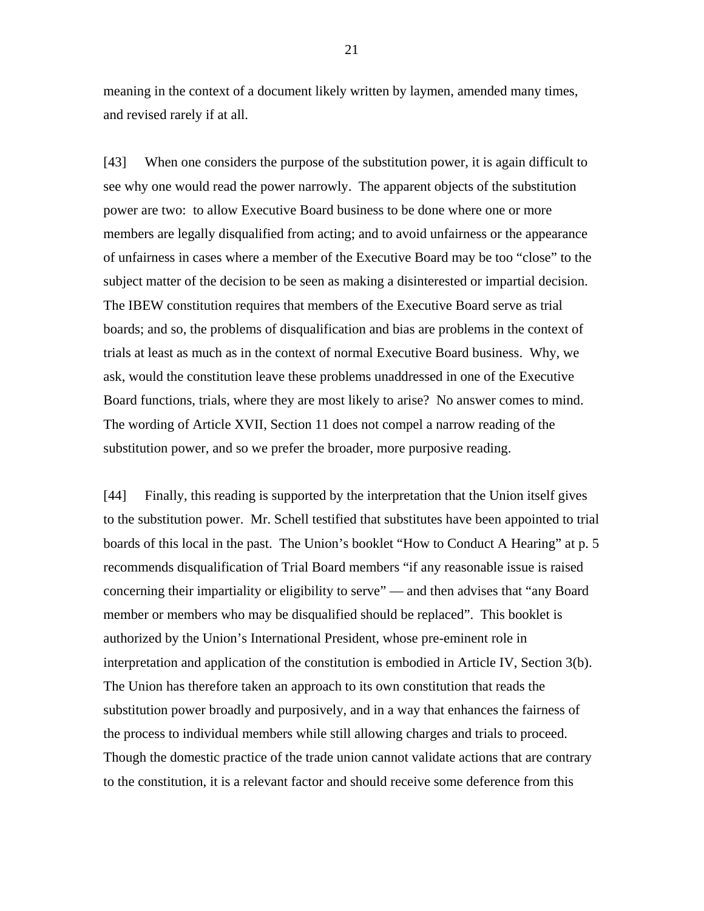meaning in the context of a document likely written by laymen, amended many times, and revised rarely if at all.

[43] When one considers the purpose of the substitution power, it is again difficult to see why one would read the power narrowly. The apparent objects of the substitution power are two: to allow Executive Board business to be done where one or more members are legally disqualified from acting; and to avoid unfairness or the appearance of unfairness in cases where a member of the Executive Board may be too "close" to the subject matter of the decision to be seen as making a disinterested or impartial decision. The IBEW constitution requires that members of the Executive Board serve as trial boards; and so, the problems of disqualification and bias are problems in the context of trials at least as much as in the context of normal Executive Board business. Why, we ask, would the constitution leave these problems unaddressed in one of the Executive Board functions, trials, where they are most likely to arise? No answer comes to mind. The wording of Article XVII, Section 11 does not compel a narrow reading of the substitution power, and so we prefer the broader, more purposive reading.

[44] Finally, this reading is supported by the interpretation that the Union itself gives to the substitution power. Mr. Schell testified that substitutes have been appointed to trial boards of this local in the past. The Union's booklet "How to Conduct A Hearing" at p. 5 recommends disqualification of Trial Board members "if any reasonable issue is raised concerning their impartiality or eligibility to serve" — and then advises that "any Board member or members who may be disqualified should be replaced". This booklet is authorized by the Union's International President, whose pre-eminent role in interpretation and application of the constitution is embodied in Article IV, Section 3(b). The Union has therefore taken an approach to its own constitution that reads the substitution power broadly and purposively, and in a way that enhances the fairness of the process to individual members while still allowing charges and trials to proceed. Though the domestic practice of the trade union cannot validate actions that are contrary to the constitution, it is a relevant factor and should receive some deference from this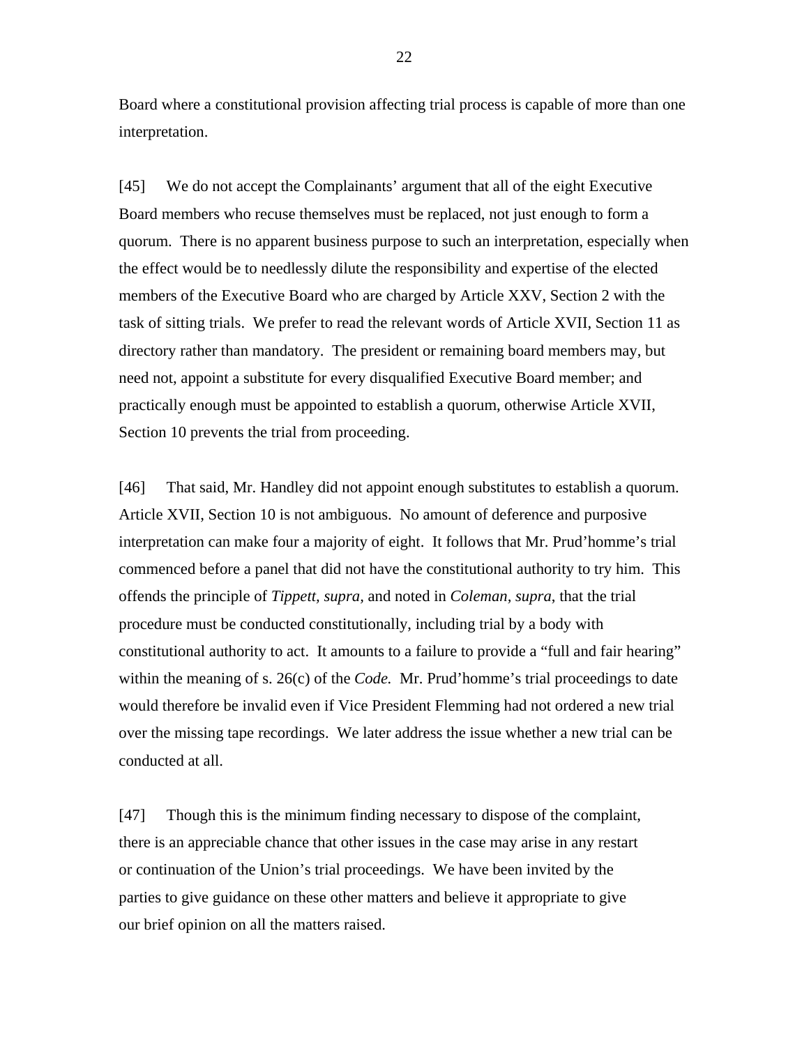Board where a constitutional provision affecting trial process is capable of more than one interpretation.

[45] We do not accept the Complainants' argument that all of the eight Executive Board members who recuse themselves must be replaced, not just enough to form a quorum. There is no apparent business purpose to such an interpretation, especially when the effect would be to needlessly dilute the responsibility and expertise of the elected members of the Executive Board who are charged by Article XXV, Section 2 with the task of sitting trials. We prefer to read the relevant words of Article XVII, Section 11 as directory rather than mandatory. The president or remaining board members may, but need not, appoint a substitute for every disqualified Executive Board member; and practically enough must be appointed to establish a quorum, otherwise Article XVII, Section 10 prevents the trial from proceeding.

[46] That said, Mr. Handley did not appoint enough substitutes to establish a quorum. Article XVII, Section 10 is not ambiguous. No amount of deference and purposive interpretation can make four a majority of eight. It follows that Mr. Prud'homme's trial commenced before a panel that did not have the constitutional authority to try him. This offends the principle of *Tippett, supra,* and noted in *Coleman, supra*, that the trial procedure must be conducted constitutionally, including trial by a body with constitutional authority to act. It amounts to a failure to provide a "full and fair hearing" within the meaning of s. 26(c) of the *Code.* Mr. Prud'homme's trial proceedings to date would therefore be invalid even if Vice President Flemming had not ordered a new trial over the missing tape recordings. We later address the issue whether a new trial can be conducted at all.

[47] Though this is the minimum finding necessary to dispose of the complaint, there is an appreciable chance that other issues in the case may arise in any restart or continuation of the Union's trial proceedings. We have been invited by the parties to give guidance on these other matters and believe it appropriate to give our brief opinion on all the matters raised.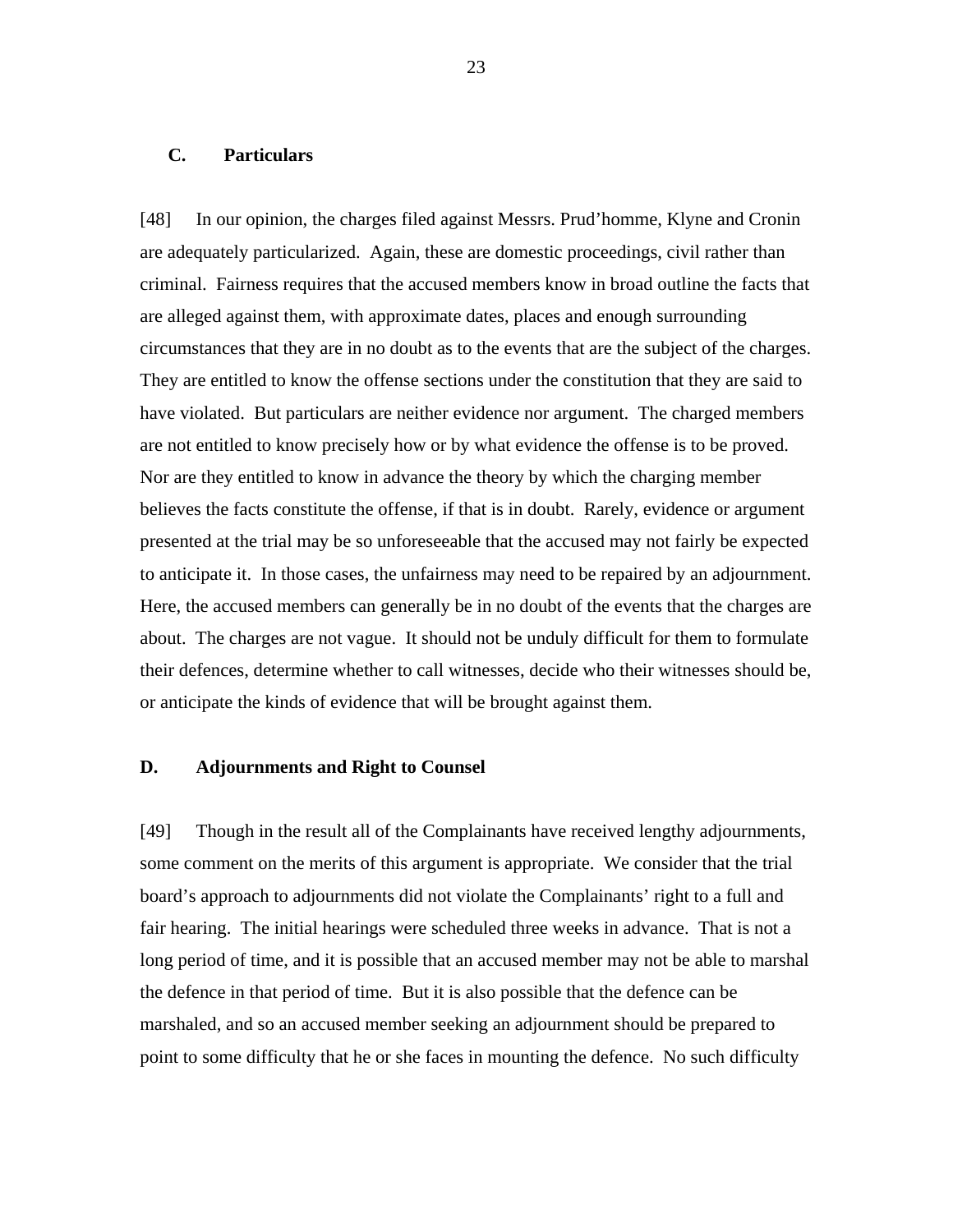### C. Particulars

[48] In our opinion, the charges filed against Messrs. Prud'homme, Klyne and Cronin are adequately particularized. Again, these are domestic proceedings, civil rather than criminal. Fairness requires that the accused members know in broad outline the facts that are alleged against them, with approximate dates, places and enough surrounding circumstances that they are in no doubt as to the events that are the subject of the charges. They are entitled to know the offense sections under the constitution that they are said to have violated. But particulars are neither evidence nor argument. The charged members are not entitled to know precisely how or by what evidence the offense is to be proved. Nor are they entitled to know in advance the theory by which the charging member believes the facts constitute the offense, if that is in doubt. Rarely, evidence or argument presented at the trial may be so unforeseeable that the accused may not fairly be expected to anticipate it. In those cases, the unfairness may need to be repaired by an adjournment. Here, the accused members can generally be in no doubt of the events that the charges are about. The charges are not vague. It should not be unduly difficult for them to formulate their defences, determine whether to call witnesses, decide who their witnesses should be, or anticipate the kinds of evidence that will be brought against them.

### D. Adjournments and Right to Counsel

[49] Though in the result all of the Complainants have received lengthy adjournments, some comment on the merits of this argument is appropriate. We consider that the trial board's approach to adjournments did not violate the Complainants' right to a full and fair hearing. The initial hearings were scheduled three weeks in advance. That is not a long period of time, and it is possible that an accused member may not be able to marshal the defence in that period of time. But it is also possible that the defence can be marshaled, and so an accused member seeking an adjournment should be prepared to point to some difficulty that he or she faces in mounting the defence. No such difficulty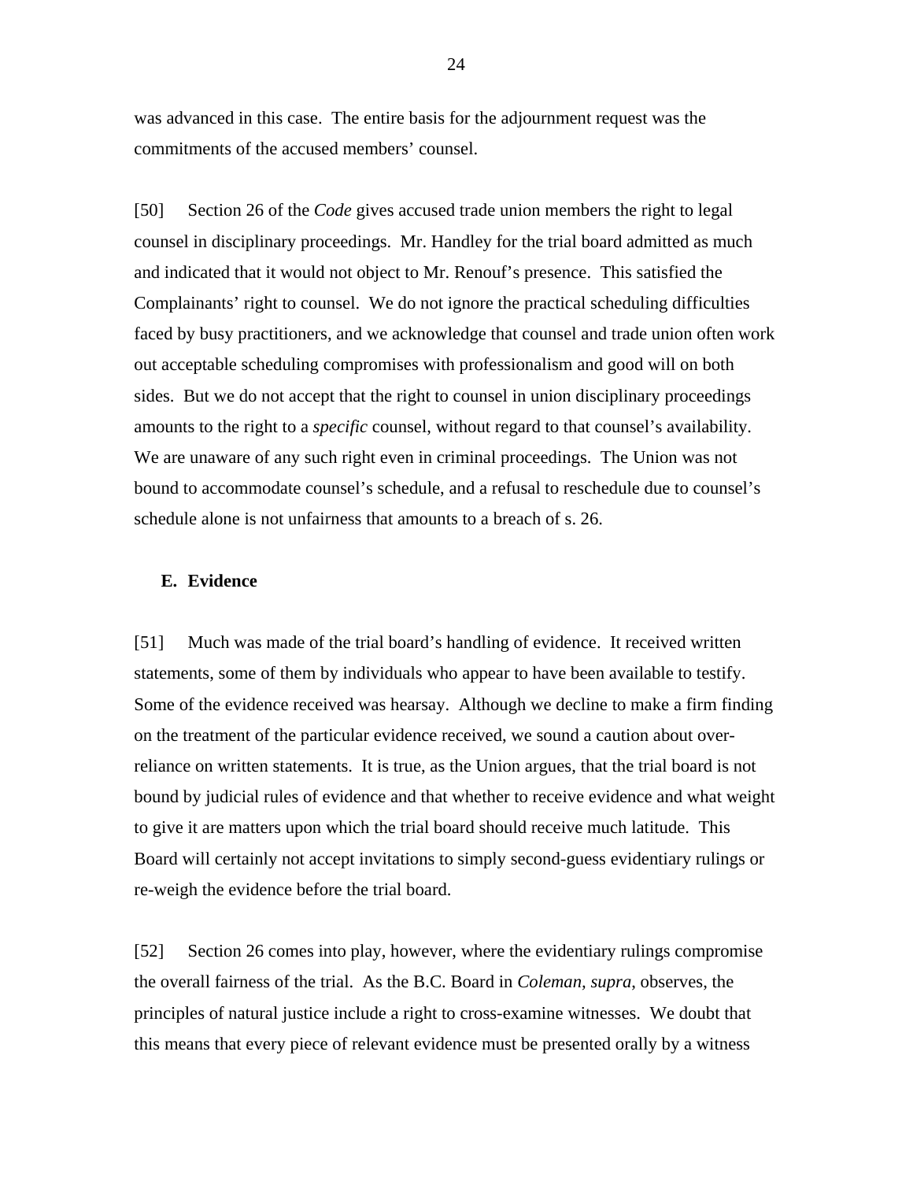was advanced in this case. The entire basis for the adjournment request was the commitments of the accused members' counsel.

[50] Section 26 of the *Code* gives accused trade union members the right to legal counsel in disciplinary proceedings. Mr. Handley for the trial board admitted as much and indicated that it would not object to Mr. Renouf's presence. This satisfied the Complainants' right to counsel. We do not ignore the practical scheduling difficulties faced by busy practitioners, and we acknowledge that counsel and trade union often work out acceptable scheduling compromises with professionalism and good will on both sides. But we do not accept that the right to counsel in union disciplinary proceedings amounts to the right to a *specific* counsel, without regard to that counsel's availability. We are unaware of any such right even in criminal proceedings. The Union was not bound to accommodate counsel's schedule, and a refusal to reschedule due to counsel's schedule alone is not unfairness that amounts to a breach of s. 26.

## E. Evidence

[51] Much was made of the trial board's handling of evidence. It received written statements, some of them by individuals who appear to have been available to testify. Some of the evidence received was hearsay. Although we decline to make a firm finding on the treatment of the particular evidence received, we sound a caution about over-reliance on written statements. It is true, as the Union argues, that the trial board is not bound by judicial rules of evidence and that whether to receive evidence and what weight to give it are matters upon which the trial board should receive much latitude. This Board will certainly not accept invitations to simply second-guess evidentiary rulings or re-weigh the evidence before the trial board.

[52] Section 26 comes into play, however, where the evidentiary rulings compromise the overall fairness of the trial. As the B.C. Board in *Coleman*, *supra*, observes, the principles of natural justice include a right to cross-examine witnesses. We doubt that this means that every piece of relevant evidence must be presented orally by a witness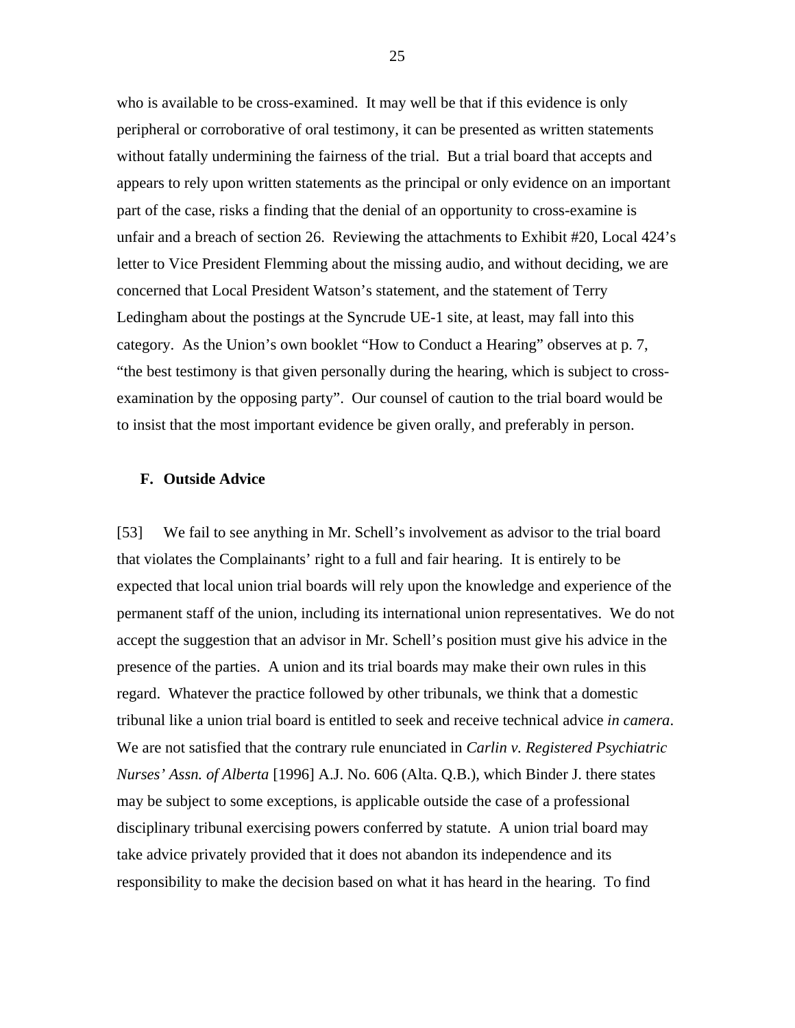who is available to be cross-examined. It may well be that if this evidence is only peripheral or corroborative of oral testimony, it can be presented as written statements without fatally undermining the fairness of the trial. But a trial board that accepts and appears to rely upon written statements as the principal or only evidence on an important part of the case, risks a finding that the denial of an opportunity to cross-examine is unfair and a breach of section 26. Reviewing the attachments to Exhibit #20, Local 424's letter to Vice President Flemming about the missing audio, and without deciding, we are concerned that Local President Watson's statement, and the statement of Terry Ledingham about the postings at the Syncrude UE-1 site, at least, may fall into this category. As the Union's own booklet "How to Conduct a Hearing" observes at p. 7, "the best testimony is that given personally during the hearing, which is subject to cross-examination by the opposing party". Our counsel of caution to the trial board would be to insist that the most important evidence be given orally, and preferably in person.

### F. Outside Advice

[53] We fail to see anything in Mr. Schell's involvement as advisor to the trial board that violates the Complainants' right to a full and fair hearing. It is entirely to be expected that local union trial boards will rely upon the knowledge and experience of the permanent staff of the union, including its international union representatives. We do not accept the suggestion that an advisor in Mr. Schell's position must give his advice in the presence of the parties. A union and its trial boards may make their own rules in this regard. Whatever the practice followed by other tribunals, we think that a domestic tribunal like a union trial board is entitled to seek and receive technical advice *in camera*. We are not satisfied that the contrary rule enunciated in *Carlin v. Registered Psychiatric Nurses' Assn. of Alberta* [1996] A.J. No. 606 (Alta. Q.B.), which Binder J. there states may be subject to some exceptions, is applicable outside the case of a professional disciplinary tribunal exercising powers conferred by statute. A union trial board may take advice privately provided that it does not abandon its independence and its responsibility to make the decision based on what it has heard in the hearing. To find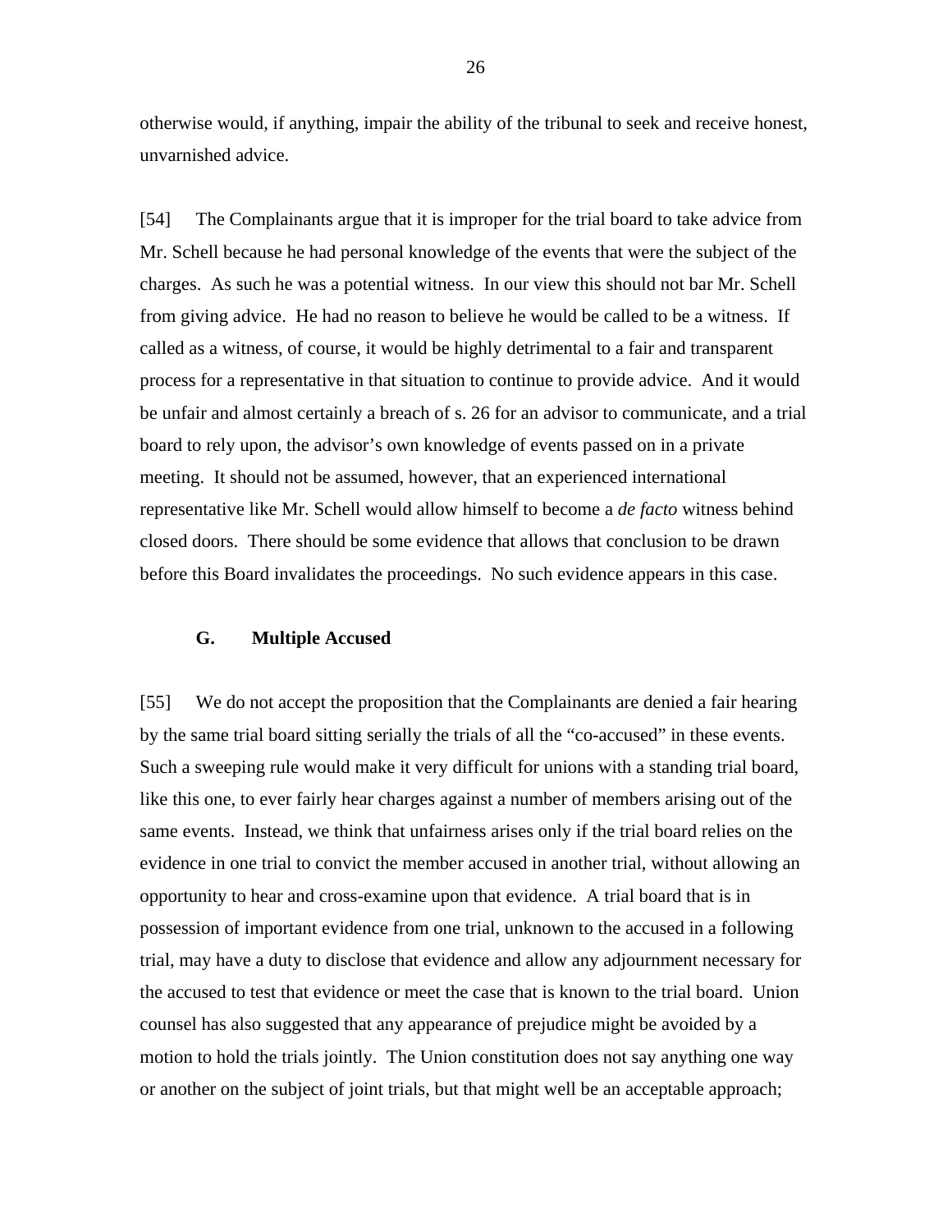otherwise would, if anything, impair the ability of the tribunal to seek and receive honest, unvarnished advice.

[54] The Complainants argue that it is improper for the trial board to take advice from Mr. Schell because he had personal knowledge of the events that were the subject of the charges. As such he was a potential witness. In our view this should not bar Mr. Schell from giving advice. He had no reason to believe he would be called to be a witness. If called as a witness, of course, it would be highly detrimental to a fair and transparent process for a representative in that situation to continue to provide advice. And it would be unfair and almost certainly a breach of s. 26 for an advisor to communicate, and a trial board to rely upon, the advisor's own knowledge of events passed on in a private meeting. It should not be assumed, however, that an experienced international representative like Mr. Schell would allow himself to become a *de facto* witness behind closed doors. There should be some evidence that allows that conclusion to be drawn before this Board invalidates the proceedings. No such evidence appears in this case.

### G. Multiple Accused

[55] We do not accept the proposition that the Complainants are denied a fair hearing by the same trial board sitting serially the trials of all the "co-accused" in these events. Such a sweeping rule would make it very difficult for unions with a standing trial board, like this one, to ever fairly hear charges against a number of members arising out of the same events. Instead, we think that unfairness arises only if the trial board relies on the evidence in one trial to convict the member accused in another trial, without allowing an opportunity to hear and cross-examine upon that evidence. A trial board that is in possession of important evidence from one trial, unknown to the accused in a following trial, may have a duty to disclose that evidence and allow any adjournment necessary for the accused to test that evidence or meet the case that is known to the trial board. Union counsel has also suggested that any appearance of prejudice might be avoided by a motion to hold the trials jointly. The Union constitution does not say anything one way or another on the subject of joint trials, but that might well be an acceptable approach;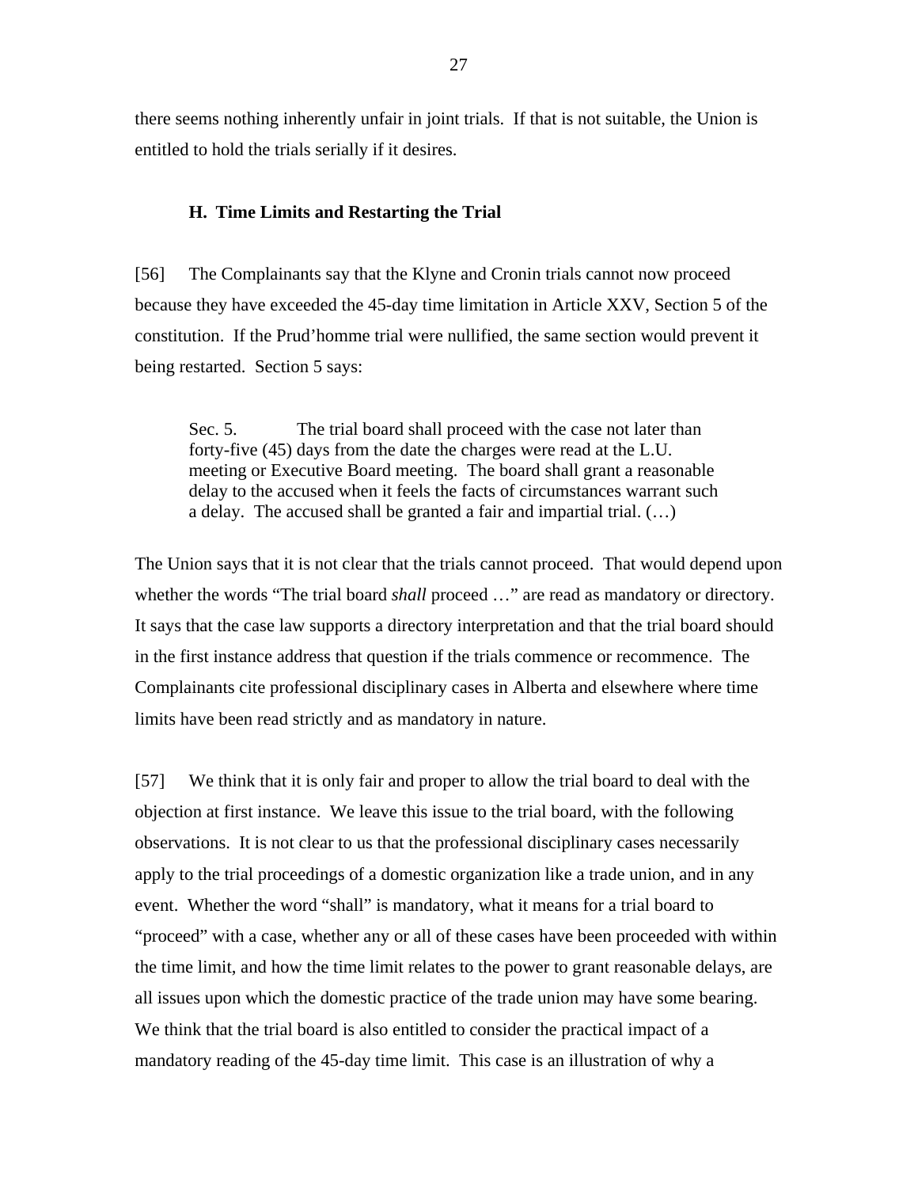there seems nothing inherently unfair in joint trials. If that is not suitable, the Union is entitled to hold the trials serially if it desires.

### H. Time Limits and Restarting the Trial

[56] The Complainants say that the Klyne and Cronin trials cannot now proceed because they have exceeded the 45-day time limitation in Article XXV, Section 5 of the constitution. If the Prud'homme trial were nullified, the same section would prevent it being restarted. Section 5 says:

> Sec. 5. The trial board shall proceed with the case not later than forty-five (45) days from the date the charges were read at the L.U. meeting or Executive Board meeting. The board shall grant a reasonable delay to the accused when it feels the facts of circumstances warrant such a delay. The accused shall be granted a fair and impartial trial. (…)

The Union says that it is not clear that the trials cannot proceed. That would depend upon whether the words "The trial board *shall* proceed …" are read as mandatory or directory. It says that the case law supports a directory interpretation and that the trial board should in the first instance address that question if the trials commence or recommence. The Complainants cite professional disciplinary cases in Alberta and elsewhere where time limits have been read strictly and as mandatory in nature.

[57] We think that it is only fair and proper to allow the trial board to deal with the objection at first instance. We leave this issue to the trial board, with the following observations. It is not clear to us that the professional disciplinary cases necessarily apply to the trial proceedings of a domestic organization like a trade union, and in any event. Whether the word "shall" is mandatory, what it means for a trial board to "proceed" with a case, whether any or all of these cases have been proceeded with within the time limit, and how the time limit relates to the power to grant reasonable delays, are all issues upon which the domestic practice of the trade union may have some bearing. We think that the trial board is also entitled to consider the practical impact of a mandatory reading of the 45-day time limit. This case is an illustration of why a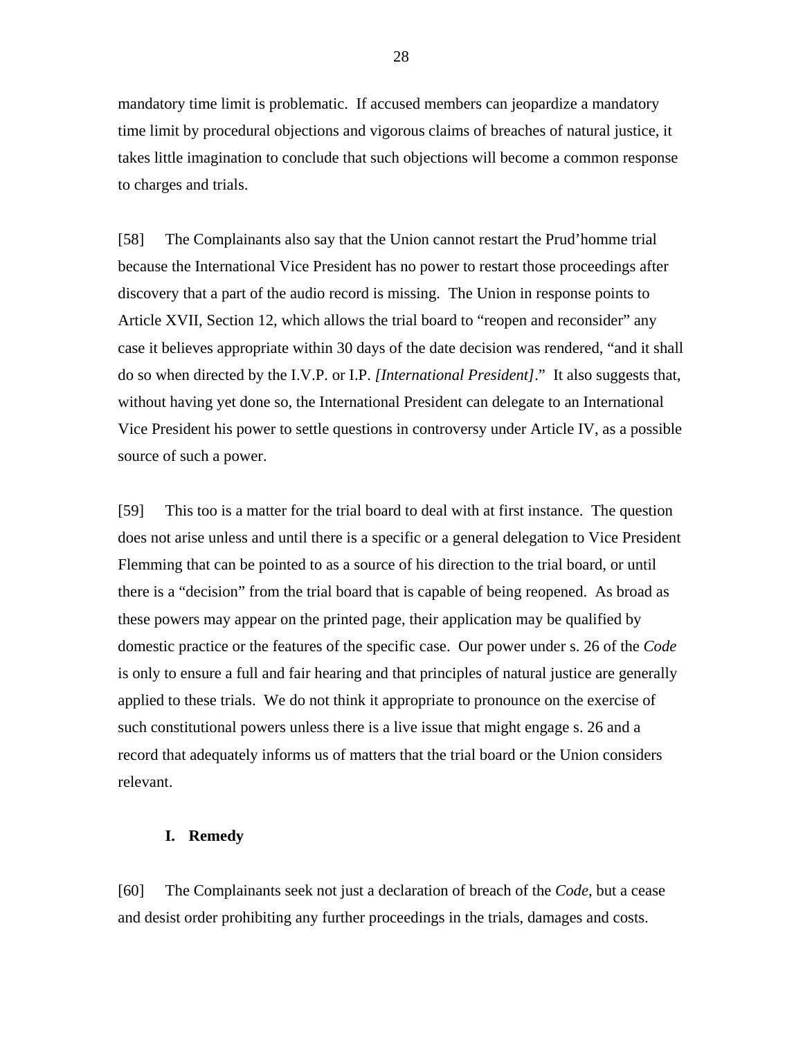mandatory time limit is problematic. If accused members can jeopardize a mandatory time limit by procedural objections and vigorous claims of breaches of natural justice, it takes little imagination to conclude that such objections will become a common response to charges and trials.

[58] The Complainants also say that the Union cannot restart the Prud'homme trial because the International Vice President has no power to restart those proceedings after discovery that a part of the audio record is missing. The Union in response points to Article XVII, Section 12, which allows the trial board to "reopen and reconsider" any case it believes appropriate within 30 days of the date decision was rendered, "and it shall do so when directed by the I.V.P. or I.P. *[International President]*." It also suggests that, without having yet done so, the International President can delegate to an International Vice President his power to settle questions in controversy under Article IV, as a possible source of such a power.

[59] This too is a matter for the trial board to deal with at first instance. The question does not arise unless and until there is a specific or a general delegation to Vice President Flemming that can be pointed to as a source of his direction to the trial board, or until there is a "decision" from the trial board that is capable of being reopened. As broad as these powers may appear on the printed page, their application may be qualified by domestic practice or the features of the specific case. Our power under s. 26 of the *Code* is only to ensure a full and fair hearing and that principles of natural justice are generally applied to these trials. We do not think it appropriate to pronounce on the exercise of such constitutional powers unless there is a live issue that might engage s. 26 and a record that adequately informs us of matters that the trial board or the Union considers relevant.

### I. Remedy

[60] The Complainants seek not just a declaration of breach of the *Code*, but a cease and desist order prohibiting any further proceedings in the trials, damages and costs.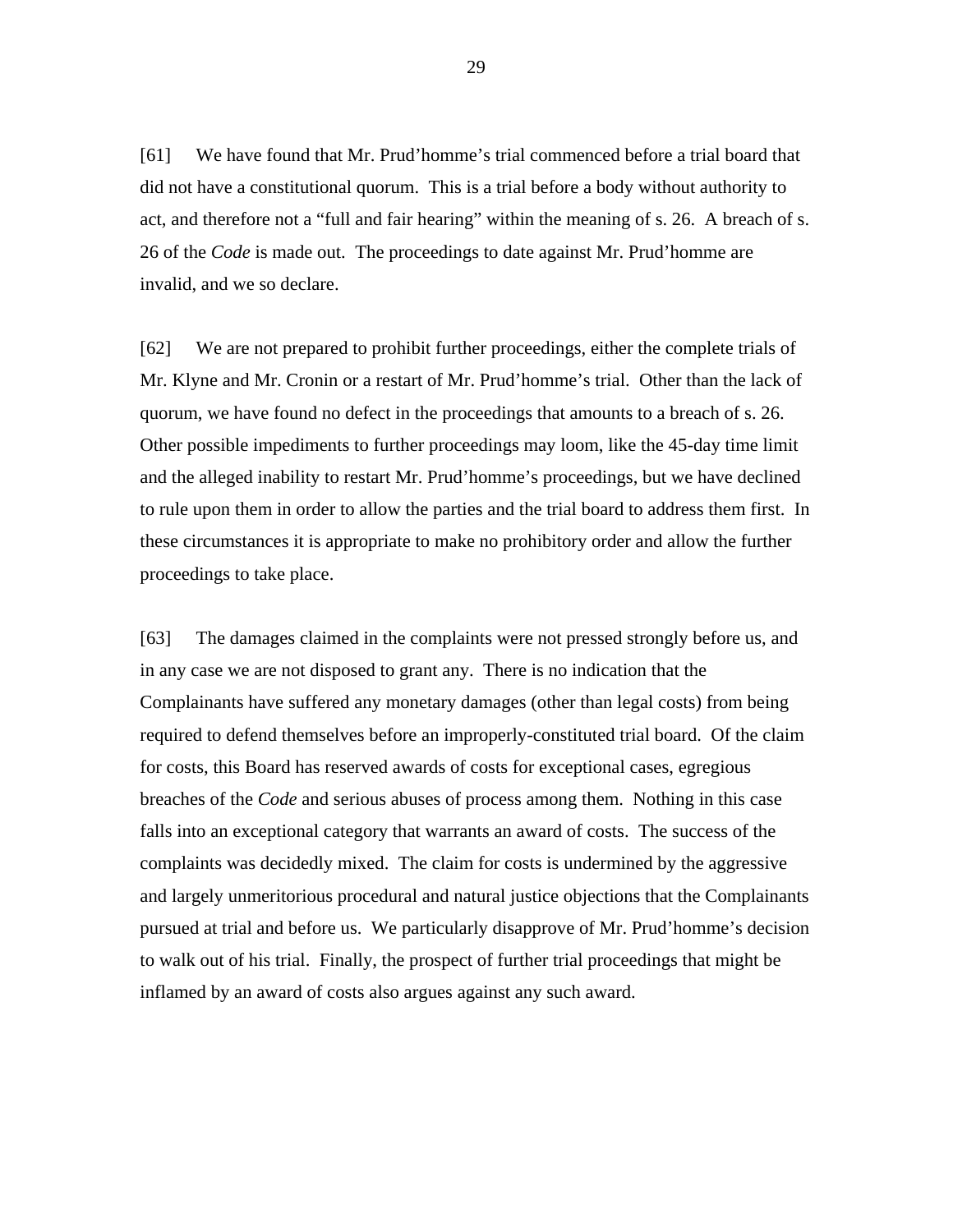[61] We have found that Mr. Prud'homme's trial commenced before a trial board that did not have a constitutional quorum. This is a trial before a body without authority to act, and therefore not a "full and fair hearing" within the meaning of s. 26. A breach of s. 26 of the *Code* is made out. The proceedings to date against Mr. Prud'homme are invalid, and we so declare.

[62] We are not prepared to prohibit further proceedings, either the complete trials of Mr. Klyne and Mr. Cronin or a restart of Mr. Prud'homme's trial. Other than the lack of quorum, we have found no defect in the proceedings that amounts to a breach of s. 26. Other possible impediments to further proceedings may loom, like the 45-day time limit and the alleged inability to restart Mr. Prud'homme's proceedings, but we have declined to rule upon them in order to allow the parties and the trial board to address them first. In these circumstances it is appropriate to make no prohibitory order and allow the further proceedings to take place.

[63] The damages claimed in the complaints were not pressed strongly before us, and in any case we are not disposed to grant any. There is no indication that the Complainants have suffered any monetary damages (other than legal costs) from being required to defend themselves before an improperly-constituted trial board. Of the claim for costs, this Board has reserved awards of costs for exceptional cases, egregious breaches of the *Code* and serious abuses of process among them. Nothing in this case falls into an exceptional category that warrants an award of costs. The success of the complaints was decidedly mixed. The claim for costs is undermined by the aggressive and largely unmeritorious procedural and natural justice objections that the Complainants pursued at trial and before us. We particularly disapprove of Mr. Prud'homme's decision to walk out of his trial. Finally, the prospect of further trial proceedings that might be inflamed by an award of costs also argues against any such award.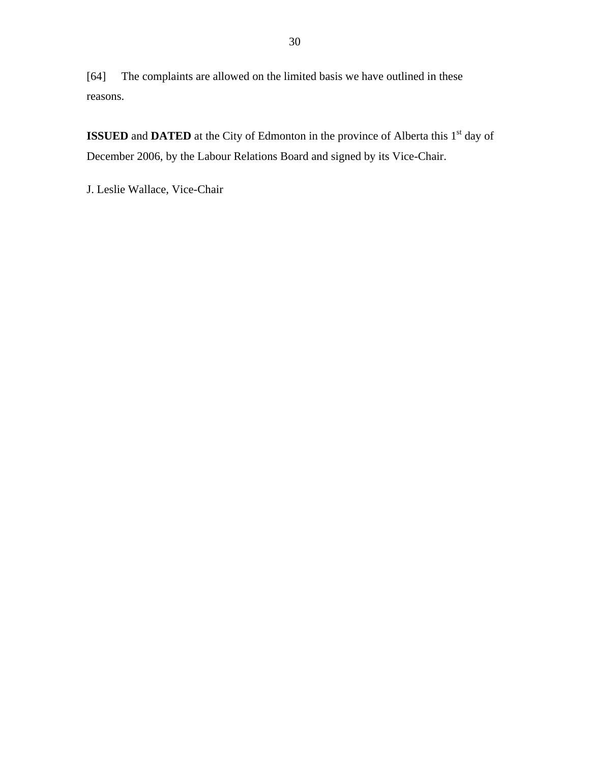[64] The complaints are allowed on the limited basis we have outlined in these reasons.

**ISSUED** and **DATED** at the City of Edmonton in the province of Alberta this 1st day of December 2006, by the Labour Relations Board and signed by its Vice-Chair.

J. Leslie Wallace, Vice-Chair